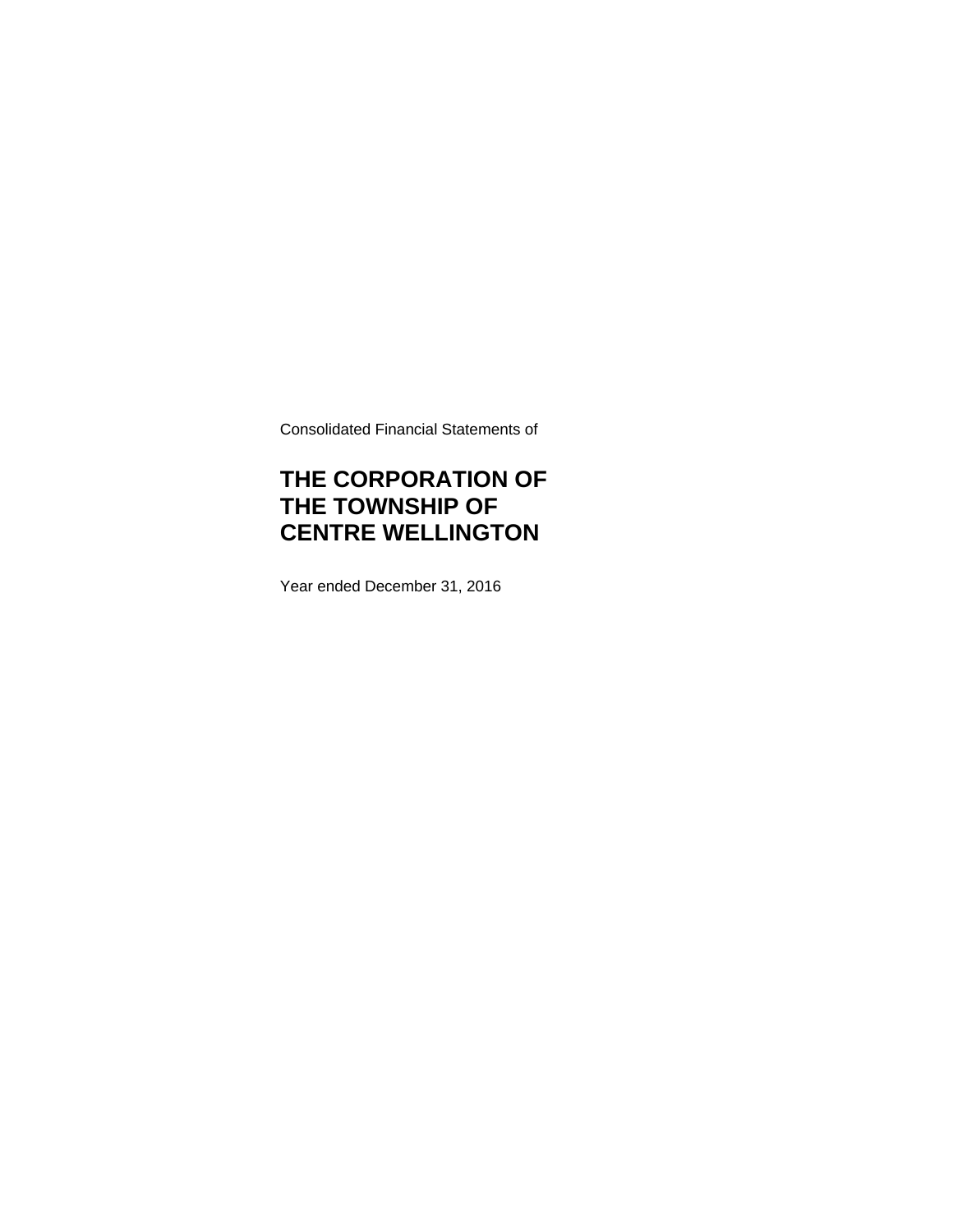Consolidated Financial Statements of

# THE CORPORATION OF THE TOWNSHIP OF CENTRE WELLINGTON

Year ended December 31, 2016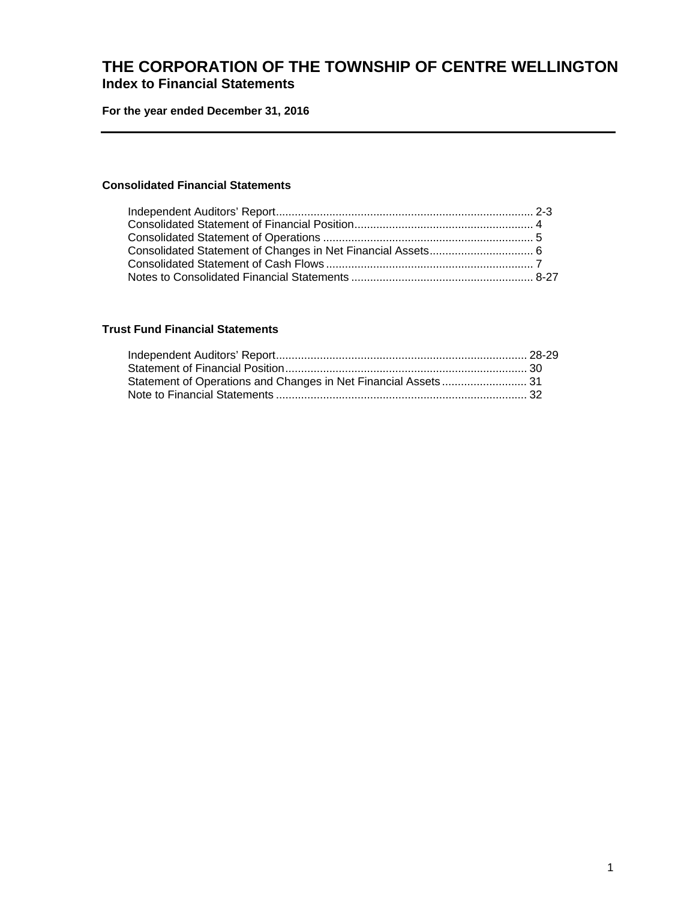# THE CORPORATION OF THE TOWNSHIP OF CENTRE WELLINGTON

## Index to Financial Statements

**For the year ended December 31, 2016**

---

### Consolidated Financial Statements

| | |
|---|---|
| Independent Auditors' Report | 2-3 |
| Consolidated Statement of Financial Position | 4 |
| Consolidated Statement of Operations | 5 |
| Consolidated Statement of Changes in Net Financial Assets | 6 |
| Consolidated Statement of Cash Flows | 7 |
| Notes to Consolidated Financial Statements | 8-27 |

### Trust Fund Financial Statements

| | |
|---|---|
| Independent Auditors' Report | 28-29 |
| Statement of Financial Position | 30 |
| Statement of Operations and Changes in Net Financial Assets | 31 |
| Note to Financial Statements | 32 |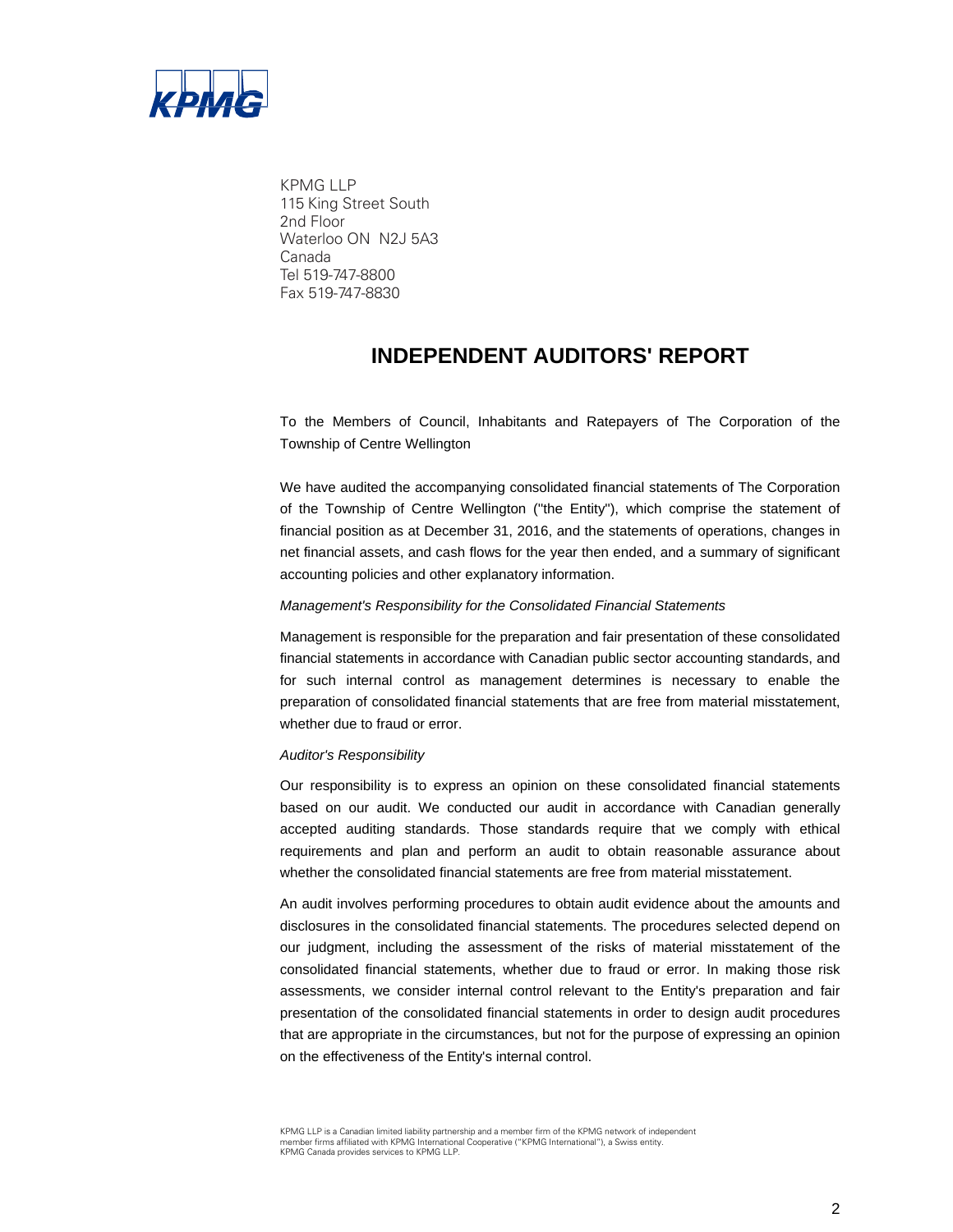KPMG LLP
115 King Street South
2nd Floor
Waterloo ON N2J 5A3
Canada
Tel 519-747-8800
Fax 519-747-8830

# INDEPENDENT AUDITORS' REPORT

To the Members of Council, Inhabitants and Ratepayers of The Corporation of the Township of Centre Wellington

We have audited the accompanying consolidated financial statements of The Corporation of the Township of Centre Wellington ("the Entity"), which comprise the statement of financial position as at December 31, 2016, and the statements of operations, changes in net financial assets, and cash flows for the year then ended, and a summary of significant accounting policies and other explanatory information.

*Management's Responsibility for the Consolidated Financial Statements*

Management is responsible for the preparation and fair presentation of these consolidated financial statements in accordance with Canadian public sector accounting standards, and for such internal control as management determines is necessary to enable the preparation of consolidated financial statements that are free from material misstatement, whether due to fraud or error.

*Auditor's Responsibility*

Our responsibility is to express an opinion on these consolidated financial statements based on our audit. We conducted our audit in accordance with Canadian generally accepted auditing standards. Those standards require that we comply with ethical requirements and plan and perform an audit to obtain reasonable assurance about whether the consolidated financial statements are free from material misstatement.

An audit involves performing procedures to obtain audit evidence about the amounts and disclosures in the consolidated financial statements. The procedures selected depend on our judgment, including the assessment of the risks of material misstatement of the consolidated financial statements, whether due to fraud or error. In making those risk assessments, we consider internal control relevant to the Entity's preparation and fair presentation of the consolidated financial statements in order to design audit procedures that are appropriate in the circumstances, but not for the purpose of expressing an opinion on the effectiveness of the Entity's internal control.

KPMG LLP is a Canadian limited liability partnership and a member firm of the KPMG network of independent member firms affiliated with KPMG International Cooperative ("KPMG International"), a Swiss entity. KPMG Canada provides services to KPMG LLP.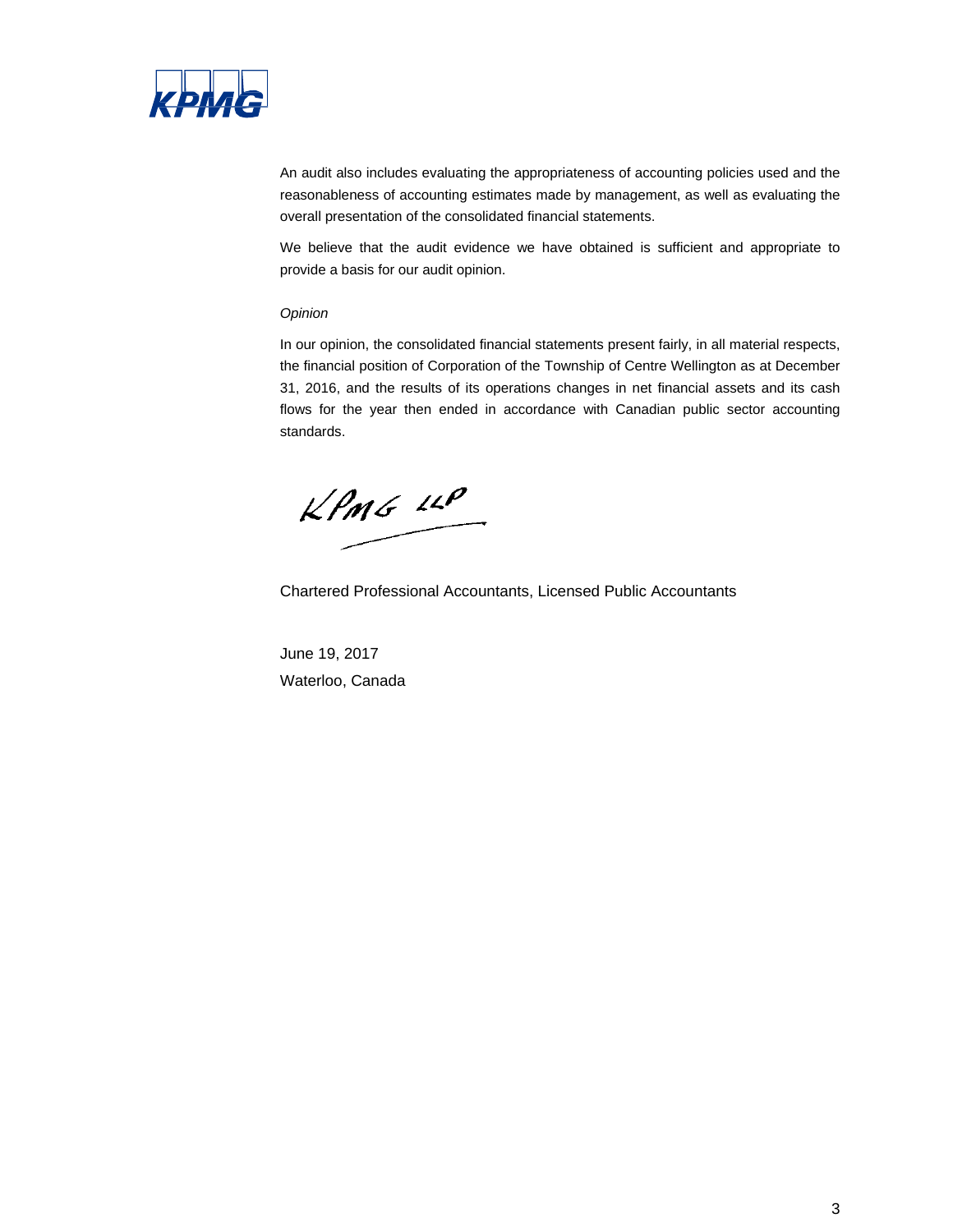An audit also includes evaluating the appropriateness of accounting policies used and the reasonableness of accounting estimates made by management, as well as evaluating the overall presentation of the consolidated financial statements.

We believe that the audit evidence we have obtained is sufficient and appropriate to provide a basis for our audit opinion.

*Opinion*

In our opinion, the consolidated financial statements present fairly, in all material respects, the financial position of Corporation of the Township of Centre Wellington as at December 31, 2016, and the results of its operations changes in net financial assets and its cash flows for the year then ended in accordance with Canadian public sector accounting standards.

KPMG LLP

Chartered Professional Accountants, Licensed Public Accountants

June 19, 2017

Waterloo, Canada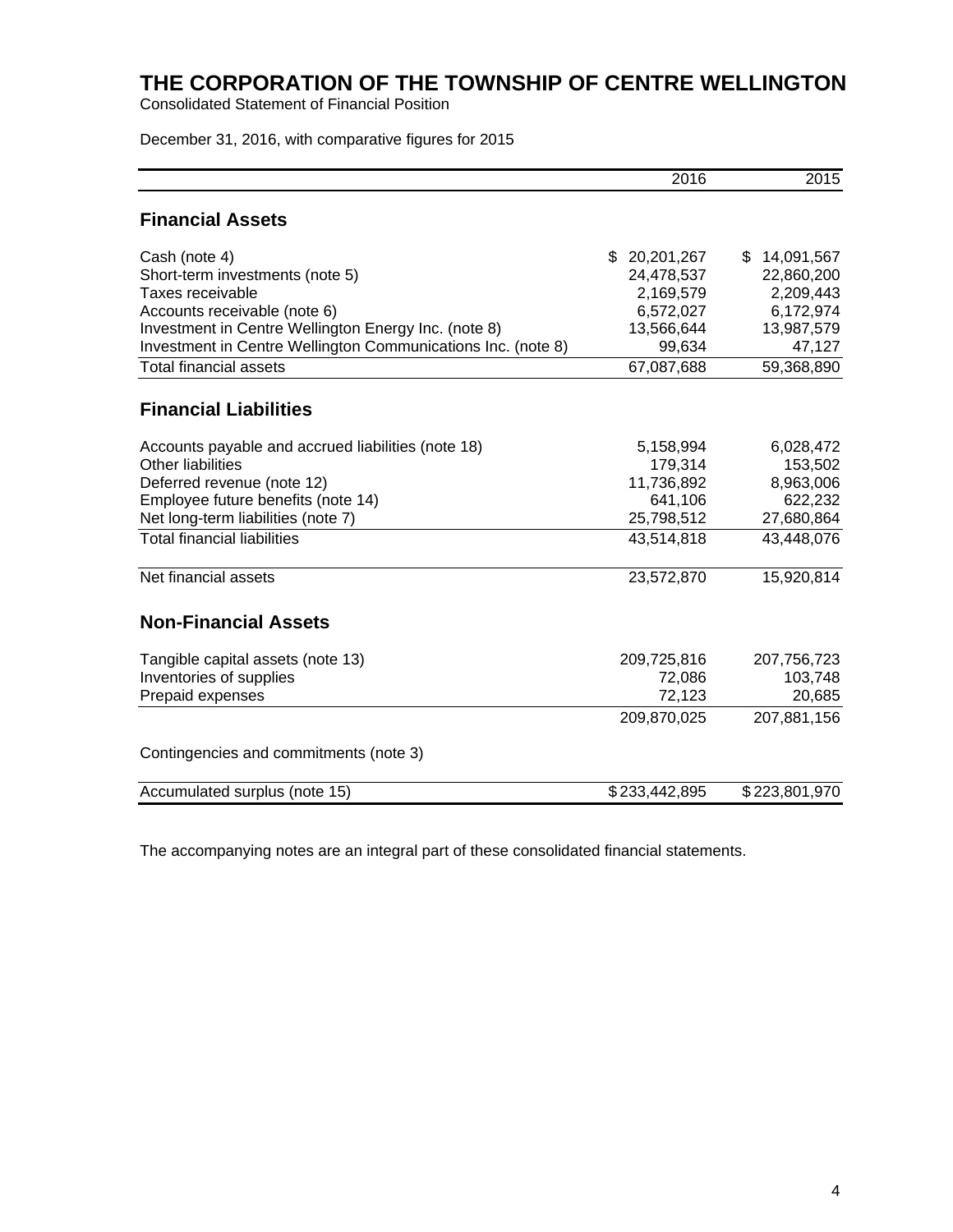# THE CORPORATION OF THE TOWNSHIP OF CENTRE WELLINGTON

Consolidated Statement of Financial Position

December 31, 2016, with comparative figures for 2015

| | 2016 | 2015 |
|---|---|---|
| **Financial Assets** | | |
| Cash (note 4) | $ 20,201,267 | $ 14,091,567 |
| Short-term investments (note 5) | 24,478,537 | 22,860,200 |
| Taxes receivable | 2,169,579 | 2,209,443 |
| Accounts receivable (note 6) | 6,572,027 | 6,172,974 |
| Investment in Centre Wellington Energy Inc. (note 8) | 13,566,644 | 13,987,579 |
| Investment in Centre Wellington Communications Inc. (note 8) | 99,634 | 47,127 |
| Total financial assets | 67,087,688 | 59,368,890 |
| **Financial Liabilities** | | |
| Accounts payable and accrued liabilities (note 18) | 5,158,994 | 6,028,472 |
| Other liabilities | 179,314 | 153,502 |
| Deferred revenue (note 12) | 11,736,892 | 8,963,006 |
| Employee future benefits (note 14) | 641,106 | 622,232 |
| Net long-term liabilities (note 7) | 25,798,512 | 27,680,864 |
| Total financial liabilities | 43,514,818 | 43,448,076 |
| Net financial assets | 23,572,870 | 15,920,814 |
| **Non-Financial Assets** | | |
| Tangible capital assets (note 13) | 209,725,816 | 207,756,723 |
| Inventories of supplies | 72,086 | 103,748 |
| Prepaid expenses | 72,123 | 20,685 |
| | 209,870,025 | 207,881,156 |
| Contingencies and commitments (note 3) | | |
| Accumulated surplus (note 15) | $ 233,442,895 | $ 223,801,970 |

The accompanying notes are an integral part of these consolidated financial statements.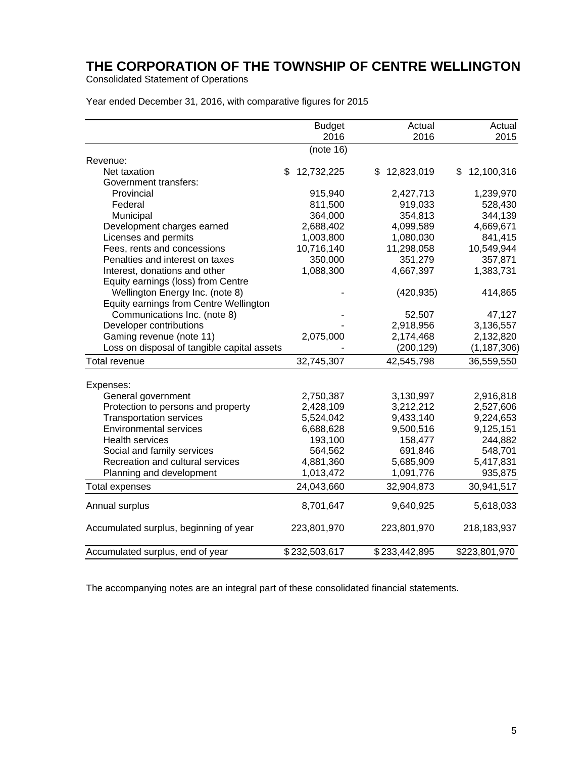# THE CORPORATION OF THE TOWNSHIP OF CENTRE WELLINGTON

Consolidated Statement of Operations

Year ended December 31, 2016, with comparative figures for 2015

| | Budget 2016 | Actual 2016 | Actual 2015 |
|---|---|---|---|
| | (note 16) | | |
| Revenue: | | | |
| Net taxation | $ 12,732,225 | $ 12,823,019 | $ 12,100,316 |
| Government transfers: | | | |
| Provincial | 915,940 | 2,427,713 | 1,239,970 |
| Federal | 811,500 | 919,033 | 528,430 |
| Municipal | 364,000 | 354,813 | 344,139 |
| Development charges earned | 2,688,402 | 4,099,589 | 4,669,671 |
| Licenses and permits | 1,003,800 | 1,080,030 | 841,415 |
| Fees, rents and concessions | 10,716,140 | 11,298,058 | 10,549,944 |
| Penalties and interest on taxes | 350,000 | 351,279 | 357,871 |
| Interest, donations and other | 1,088,300 | 4,667,397 | 1,383,731 |
| Equity earnings (loss) from Centre Wellington Energy Inc. (note 8) | - | (420,935) | 414,865 |
| Equity earnings from Centre Wellington Communications Inc. (note 8) | - | 52,507 | 47,127 |
| Developer contributions | - | 2,918,956 | 3,136,557 |
| Gaming revenue (note 11) | 2,075,000 | 2,174,468 | 2,132,820 |
| Loss on disposal of tangible capital assets | - | (200,129) | (1,187,306) |
| Total revenue | 32,745,307 | 42,545,798 | 36,559,550 |
| Expenses: | | | |
| General government | 2,750,387 | 3,130,997 | 2,916,818 |
| Protection to persons and property | 2,428,109 | 3,212,212 | 2,527,606 |
| Transportation services | 5,524,042 | 9,433,140 | 9,224,653 |
| Environmental services | 6,688,628 | 9,500,516 | 9,125,151 |
| Health services | 193,100 | 158,477 | 244,882 |
| Social and family services | 564,562 | 691,846 | 548,701 |
| Recreation and cultural services | 4,881,360 | 5,685,909 | 5,417,831 |
| Planning and development | 1,013,472 | 1,091,776 | 935,875 |
| Total expenses | 24,043,660 | 32,904,873 | 30,941,517 |
| Annual surplus | 8,701,647 | 9,640,925 | 5,618,033 |
| Accumulated surplus, beginning of year | 223,801,970 | 223,801,970 | 218,183,937 |
| Accumulated surplus, end of year | $ 232,503,617 | $ 233,442,895 | $ 223,801,970 |

The accompanying notes are an integral part of these consolidated financial statements.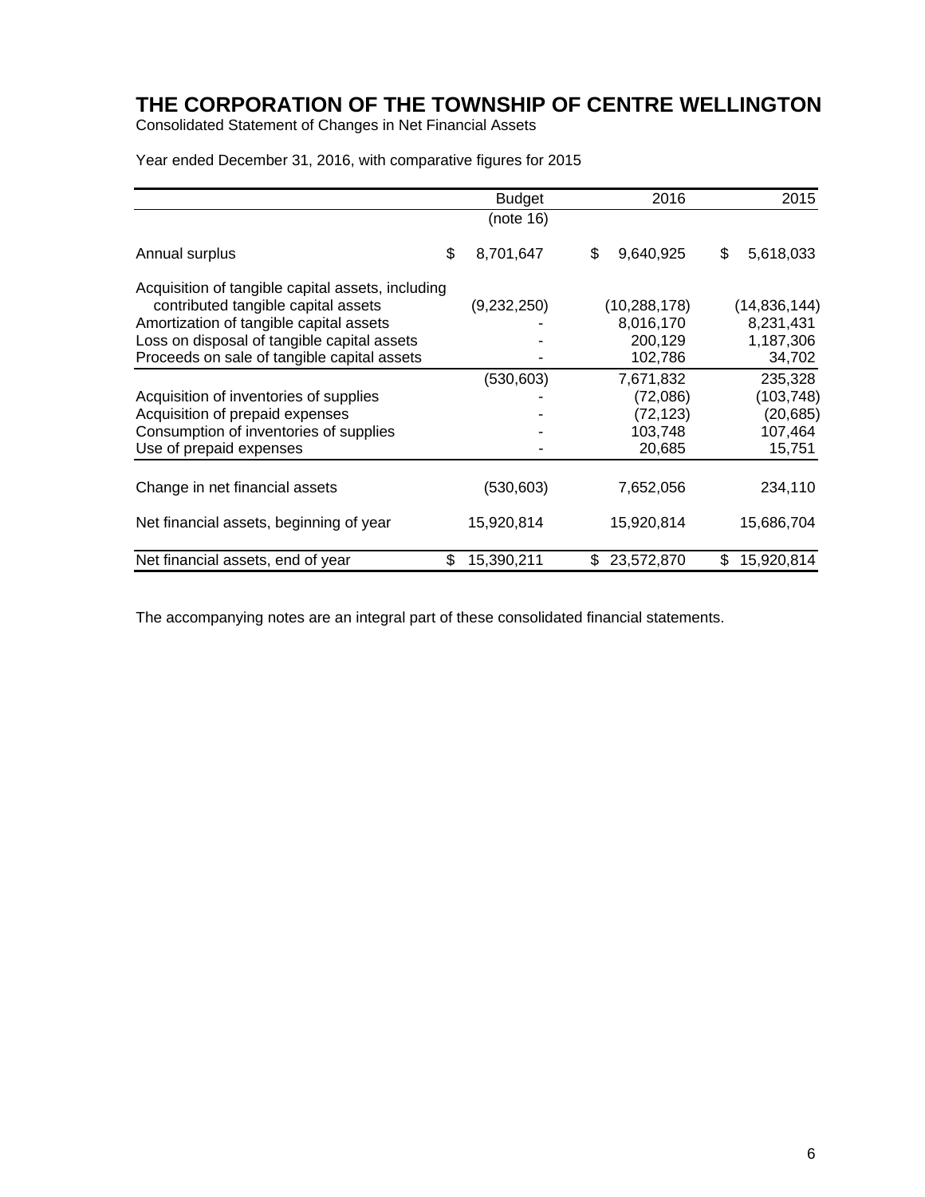# THE CORPORATION OF THE TOWNSHIP OF CENTRE WELLINGTON

Consolidated Statement of Changes in Net Financial Assets

Year ended December 31, 2016, with comparative figures for 2015

| | Budget (note 16) | 2016 | 2015 |
|---|---|---|---|
| Annual surplus | $ 8,701,647 | $ 9,640,925 | $ 5,618,033 |
| Acquisition of tangible capital assets, including contributed tangible capital assets | (9,232,250) | (10,288,178) | (14,836,144) |
| Amortization of tangible capital assets | - | 8,016,170 | 8,231,431 |
| Loss on disposal of tangible capital assets | - | 200,129 | 1,187,306 |
| Proceeds on sale of tangible capital assets | - | 102,786 | 34,702 |
| | (530,603) | 7,671,832 | 235,328 |
| Acquisition of inventories of supplies | - | (72,086) | (103,748) |
| Acquisition of prepaid expenses | - | (72,123) | (20,685) |
| Consumption of inventories of supplies | - | 103,748 | 107,464 |
| Use of prepaid expenses | - | 20,685 | 15,751 |
| Change in net financial assets | (530,603) | 7,652,056 | 234,110 |
| Net financial assets, beginning of year | 15,920,814 | 15,920,814 | 15,686,704 |
| Net financial assets, end of year | $ 15,390,211 | $ 23,572,870 | $ 15,920,814 |

The accompanying notes are an integral part of these consolidated financial statements.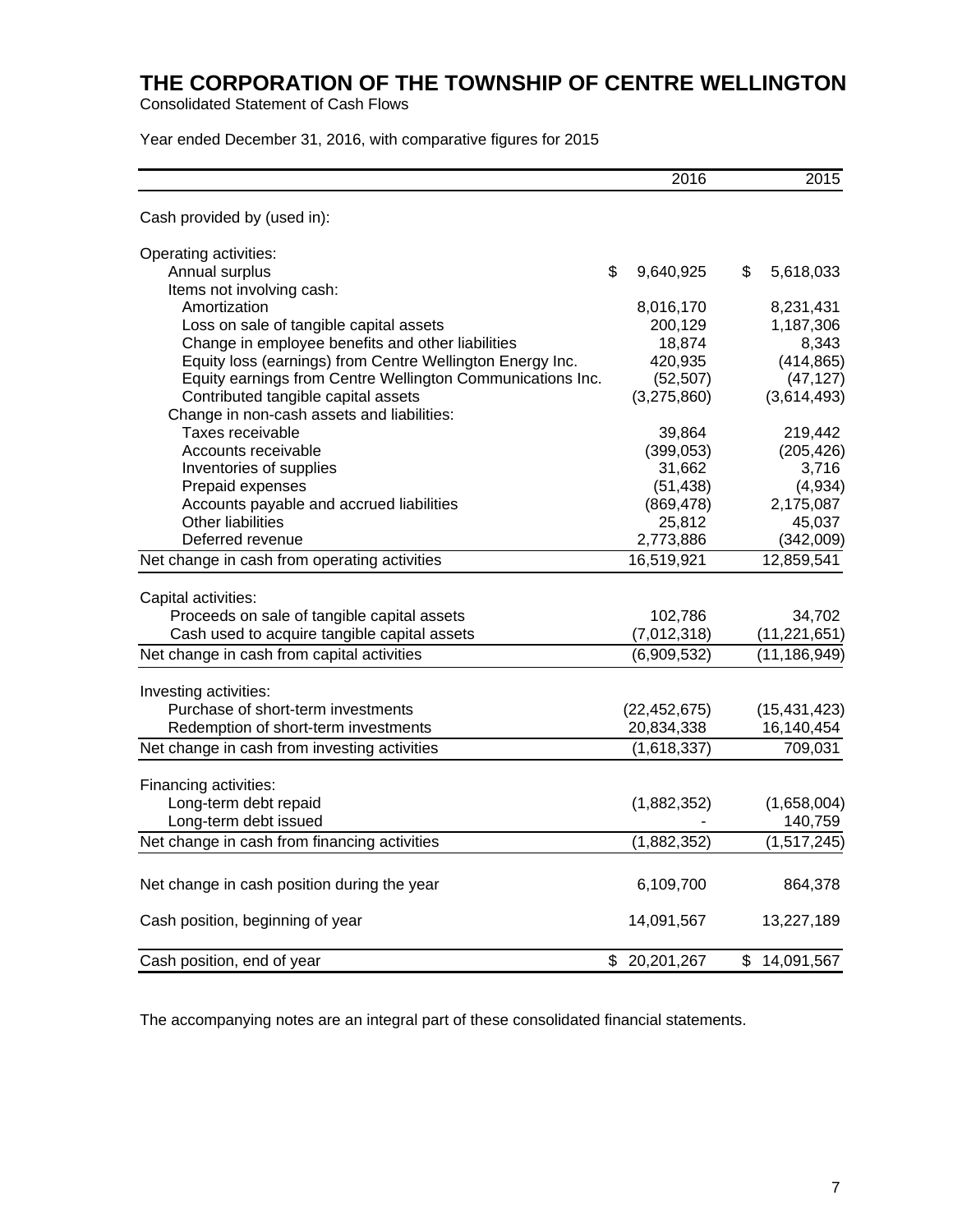# THE CORPORATION OF THE TOWNSHIP OF CENTRE WELLINGTON

Consolidated Statement of Cash Flows

Year ended December 31, 2016, with comparative figures for 2015

| | 2016 | 2015 |
|---|---|---|
| Cash provided by (used in): | | |
| Operating activities: | | |
| Annual surplus | $ 9,640,925 | $ 5,618,033 |
| Items not involving cash: | | |
| Amortization | 8,016,170 | 8,231,431 |
| Loss on sale of tangible capital assets | 200,129 | 1,187,306 |
| Change in employee benefits and other liabilities | 18,874 | 8,343 |
| Equity loss (earnings) from Centre Wellington Energy Inc. | 420,935 | (414,865) |
| Equity earnings from Centre Wellington Communications Inc. | (52,507) | (47,127) |
| Contributed tangible capital assets | (3,275,860) | (3,614,493) |
| Change in non-cash assets and liabilities: | | |
| Taxes receivable | 39,864 | 219,442 |
| Accounts receivable | (399,053) | (205,426) |
| Inventories of supplies | 31,662 | 3,716 |
| Prepaid expenses | (51,438) | (4,934) |
| Accounts payable and accrued liabilities | (869,478) | 2,175,087 |
| Other liabilities | 25,812 | 45,037 |
| Deferred revenue | 2,773,886 | (342,009) |
| Net change in cash from operating activities | 16,519,921 | 12,859,541 |
| Capital activities: | | |
| Proceeds on sale of tangible capital assets | 102,786 | 34,702 |
| Cash used to acquire tangible capital assets | (7,012,318) | (11,221,651) |
| Net change in cash from capital activities | (6,909,532) | (11,186,949) |
| Investing activities: | | |
| Purchase of short-term investments | (22,452,675) | (15,431,423) |
| Redemption of short-term investments | 20,834,338 | 16,140,454 |
| Net change in cash from investing activities | (1,618,337) | 709,031 |
| Financing activities: | | |
| Long-term debt repaid | (1,882,352) | (1,658,004) |
| Long-term debt issued | - | 140,759 |
| Net change in cash from financing activities | (1,882,352) | (1,517,245) |
| Net change in cash position during the year | 6,109,700 | 864,378 |
| Cash position, beginning of year | 14,091,567 | 13,227,189 |
| Cash position, end of year | $ 20,201,267 | $ 14,091,567 |

The accompanying notes are an integral part of these consolidated financial statements.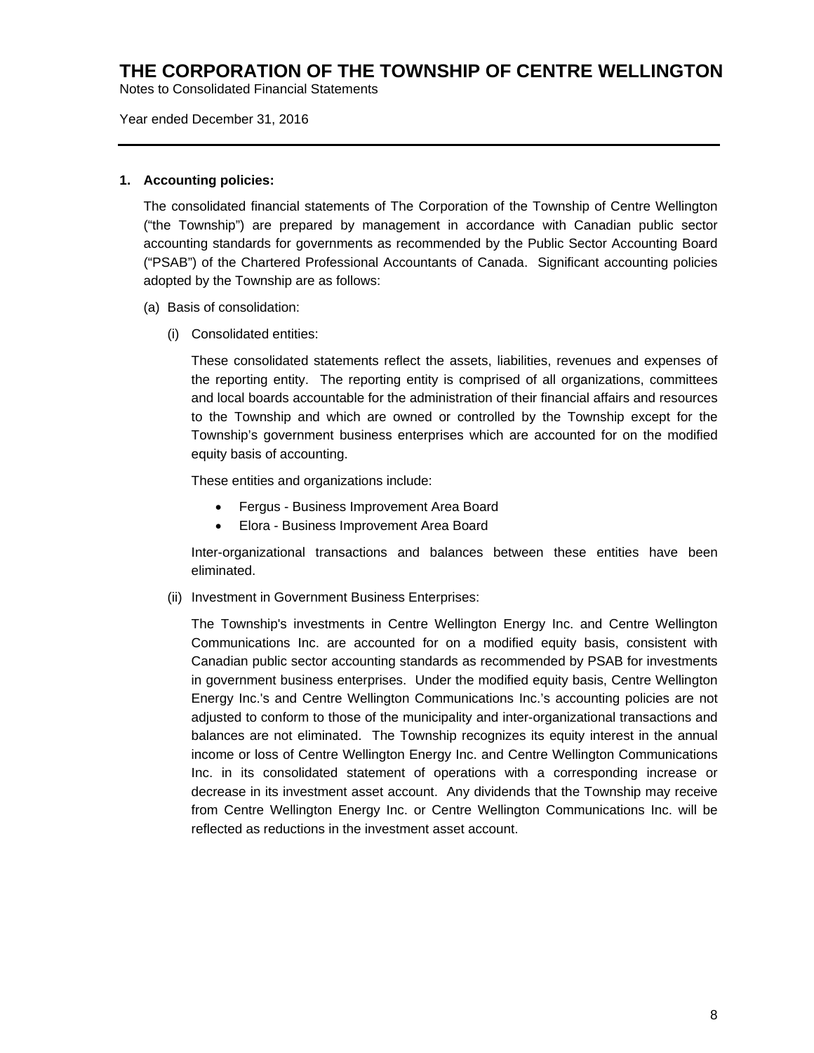# THE CORPORATION OF THE TOWNSHIP OF CENTRE WELLINGTON

Notes to Consolidated Financial Statements

Year ended December 31, 2016

---

**1. Accounting policies:**

The consolidated financial statements of The Corporation of the Township of Centre Wellington ("the Township") are prepared by management in accordance with Canadian public sector accounting standards for governments as recommended by the Public Sector Accounting Board ("PSAB") of the Chartered Professional Accountants of Canada. Significant accounting policies adopted by the Township are as follows:

(a) Basis of consolidation:

(i) Consolidated entities:

These consolidated statements reflect the assets, liabilities, revenues and expenses of the reporting entity. The reporting entity is comprised of all organizations, committees and local boards accountable for the administration of their financial affairs and resources to the Township and which are owned or controlled by the Township except for the Township's government business enterprises which are accounted for on the modified equity basis of accounting.

These entities and organizations include:

- Fergus - Business Improvement Area Board
- Elora - Business Improvement Area Board

Inter-organizational transactions and balances between these entities have been eliminated.

(ii) Investment in Government Business Enterprises:

The Township's investments in Centre Wellington Energy Inc. and Centre Wellington Communications Inc. are accounted for on a modified equity basis, consistent with Canadian public sector accounting standards as recommended by PSAB for investments in government business enterprises. Under the modified equity basis, Centre Wellington Energy Inc.'s and Centre Wellington Communications Inc.'s accounting policies are not adjusted to conform to those of the municipality and inter-organizational transactions and balances are not eliminated. The Township recognizes its equity interest in the annual income or loss of Centre Wellington Energy Inc. and Centre Wellington Communications Inc. in its consolidated statement of operations with a corresponding increase or decrease in its investment asset account. Any dividends that the Township may receive from Centre Wellington Energy Inc. or Centre Wellington Communications Inc. will be reflected as reductions in the investment asset account.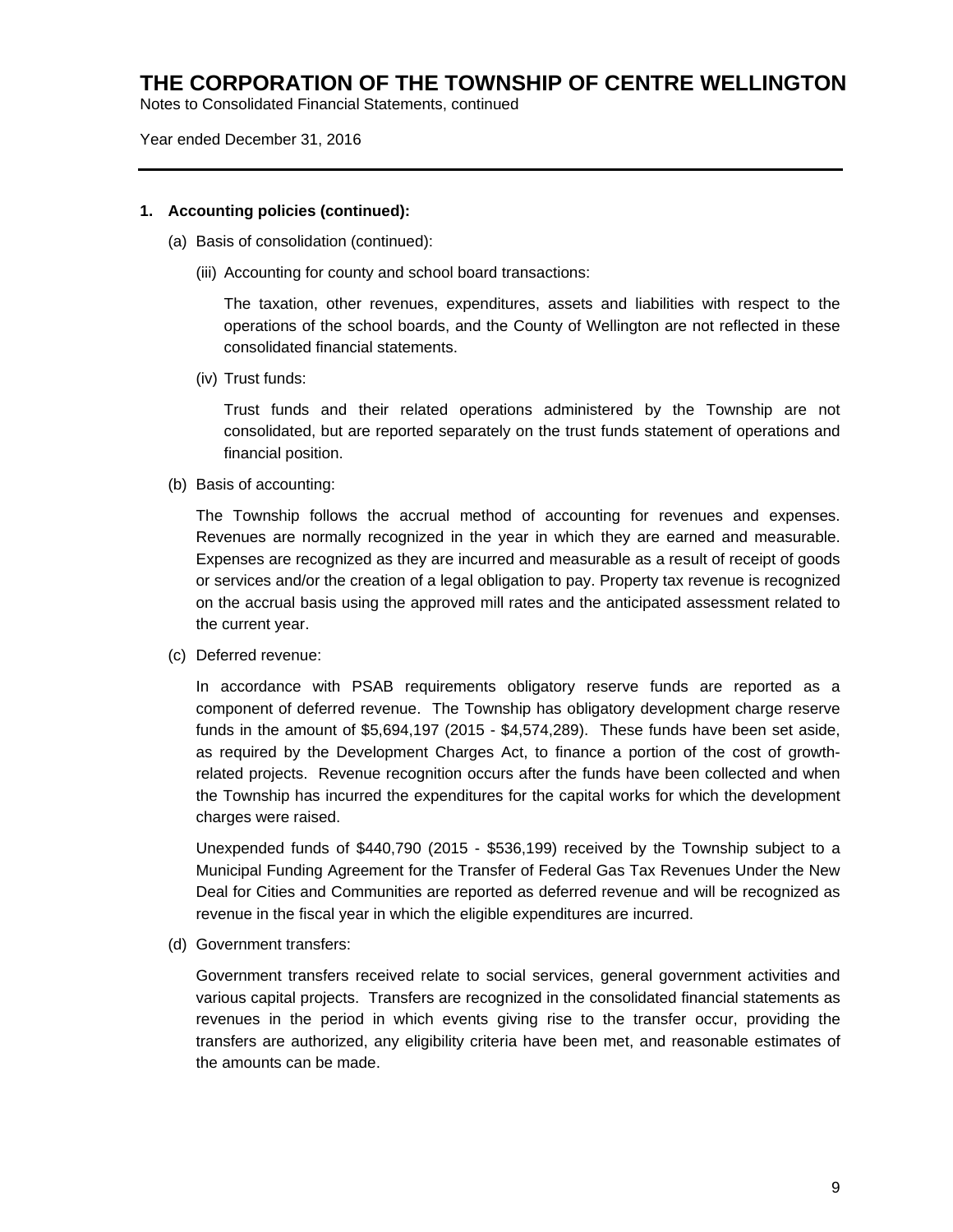## 1. Accounting policies (continued):

(a) Basis of consolidation (continued):

(iii) Accounting for county and school board transactions:

The taxation, other revenues, expenditures, assets and liabilities with respect to the operations of the school boards, and the County of Wellington are not reflected in these consolidated financial statements.

(iv) Trust funds:

Trust funds and their related operations administered by the Township are not consolidated, but are reported separately on the trust funds statement of operations and financial position.

(b) Basis of accounting:

The Township follows the accrual method of accounting for revenues and expenses. Revenues are normally recognized in the year in which they are earned and measurable. Expenses are recognized as they are incurred and measurable as a result of receipt of goods or services and/or the creation of a legal obligation to pay. Property tax revenue is recognized on the accrual basis using the approved mill rates and the anticipated assessment related to the current year.

(c) Deferred revenue:

In accordance with PSAB requirements obligatory reserve funds are reported as a component of deferred revenue. The Township has obligatory development charge reserve funds in the amount of $5,694,197 (2015 - $4,574,289). These funds have been set aside, as required by the Development Charges Act, to finance a portion of the cost of growth-related projects. Revenue recognition occurs after the funds have been collected and when the Township has incurred the expenditures for the capital works for which the development charges were raised.

Unexpended funds of $440,790 (2015 - $536,199) received by the Township subject to a Municipal Funding Agreement for the Transfer of Federal Gas Tax Revenues Under the New Deal for Cities and Communities are reported as deferred revenue and will be recognized as revenue in the fiscal year in which the eligible expenditures are incurred.

(d) Government transfers:

Government transfers received relate to social services, general government activities and various capital projects. Transfers are recognized in the consolidated financial statements as revenues in the period in which events giving rise to the transfer occur, providing the transfers are authorized, any eligibility criteria have been met, and reasonable estimates of the amounts can be made.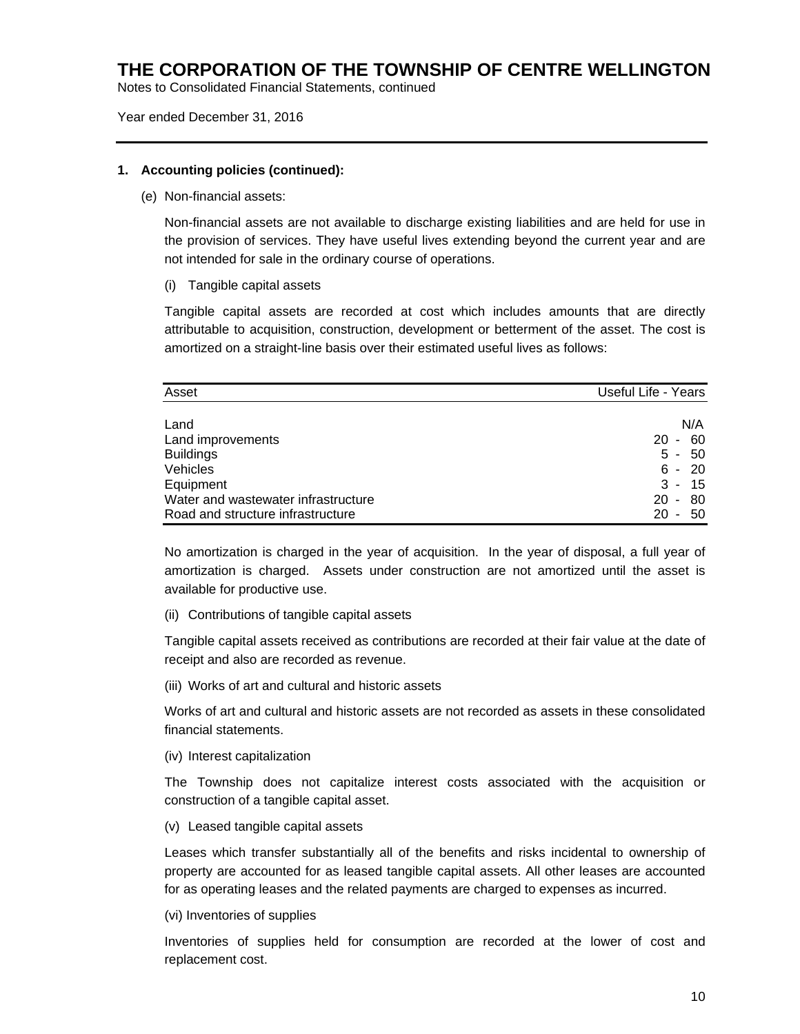# THE CORPORATION OF THE TOWNSHIP OF CENTRE WELLINGTON

Notes to Consolidated Financial Statements, continued

Year ended December 31, 2016

---

**1. Accounting policies (continued):**

(e) Non-financial assets:

Non-financial assets are not available to discharge existing liabilities and are held for use in the provision of services. They have useful lives extending beyond the current year and are not intended for sale in the ordinary course of operations.

(i) Tangible capital assets

Tangible capital assets are recorded at cost which includes amounts that are directly attributable to acquisition, construction, development or betterment of the asset. The cost is amortized on a straight-line basis over their estimated useful lives as follows:

| Asset | Useful Life - Years |
|---|---|
| Land | N/A |
| Land improvements | 20 - 60 |
| Buildings | 5 - 50 |
| Vehicles | 6 - 20 |
| Equipment | 3 - 15 |
| Water and wastewater infrastructure | 20 - 80 |
| Road and structure infrastructure | 20 - 50 |

No amortization is charged in the year of acquisition. In the year of disposal, a full year of amortization is charged. Assets under construction are not amortized until the asset is available for productive use.

(ii) Contributions of tangible capital assets

Tangible capital assets received as contributions are recorded at their fair value at the date of receipt and also are recorded as revenue.

(iii) Works of art and cultural and historic assets

Works of art and cultural and historic assets are not recorded as assets in these consolidated financial statements.

(iv) Interest capitalization

The Township does not capitalize interest costs associated with the acquisition or construction of a tangible capital asset.

(v) Leased tangible capital assets

Leases which transfer substantially all of the benefits and risks incidental to ownership of property are accounted for as leased tangible capital assets. All other leases are accounted for as operating leases and the related payments are charged to expenses as incurred.

(vi) Inventories of supplies

Inventories of supplies held for consumption are recorded at the lower of cost and replacement cost.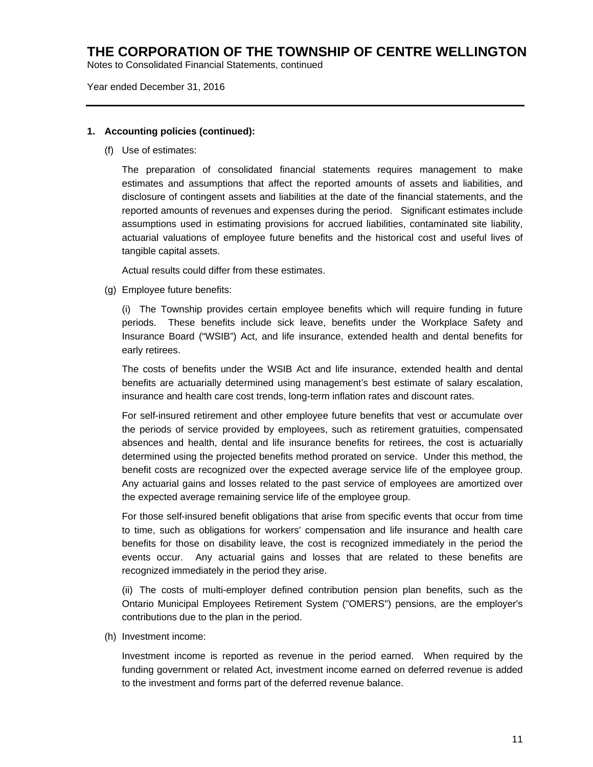**1. Accounting policies (continued):**

(f) Use of estimates:

The preparation of consolidated financial statements requires management to make estimates and assumptions that affect the reported amounts of assets and liabilities, and disclosure of contingent assets and liabilities at the date of the financial statements, and the reported amounts of revenues and expenses during the period. Significant estimates include assumptions used in estimating provisions for accrued liabilities, contaminated site liability, actuarial valuations of employee future benefits and the historical cost and useful lives of tangible capital assets.

Actual results could differ from these estimates.

(g) Employee future benefits:

(i) The Township provides certain employee benefits which will require funding in future periods. These benefits include sick leave, benefits under the Workplace Safety and Insurance Board ("WSIB") Act, and life insurance, extended health and dental benefits for early retirees.

The costs of benefits under the WSIB Act and life insurance, extended health and dental benefits are actuarially determined using management's best estimate of salary escalation, insurance and health care cost trends, long-term inflation rates and discount rates.

For self-insured retirement and other employee future benefits that vest or accumulate over the periods of service provided by employees, such as retirement gratuities, compensated absences and health, dental and life insurance benefits for retirees, the cost is actuarially determined using the projected benefits method prorated on service. Under this method, the benefit costs are recognized over the expected average service life of the employee group. Any actuarial gains and losses related to the past service of employees are amortized over the expected average remaining service life of the employee group.

For those self-insured benefit obligations that arise from specific events that occur from time to time, such as obligations for workers' compensation and life insurance and health care benefits for those on disability leave, the cost is recognized immediately in the period the events occur. Any actuarial gains and losses that are related to these benefits are recognized immediately in the period they arise.

(ii) The costs of multi-employer defined contribution pension plan benefits, such as the Ontario Municipal Employees Retirement System ("OMERS") pensions, are the employer's contributions due to the plan in the period.

(h) Investment income:

Investment income is reported as revenue in the period earned. When required by the funding government or related Act, investment income earned on deferred revenue is added to the investment and forms part of the deferred revenue balance.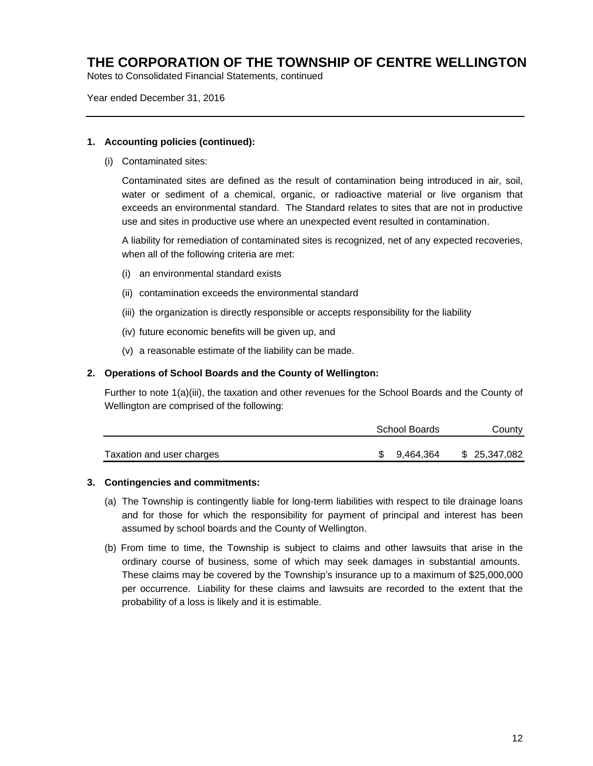# THE CORPORATION OF THE TOWNSHIP OF CENTRE WELLINGTON

Notes to Consolidated Financial Statements, continued

Year ended December 31, 2016

---

**1. Accounting policies (continued):**

(i) Contaminated sites:

Contaminated sites are defined as the result of contamination being introduced in air, soil, water or sediment of a chemical, organic, or radioactive material or live organism that exceeds an environmental standard. The Standard relates to sites that are not in productive use and sites in productive use where an unexpected event resulted in contamination.

A liability for remediation of contaminated sites is recognized, net of any expected recoveries, when all of the following criteria are met:

(i) an environmental standard exists

(ii) contamination exceeds the environmental standard

(iii) the organization is directly responsible or accepts responsibility for the liability

(iv) future economic benefits will be given up, and

(v) a reasonable estimate of the liability can be made.

**2. Operations of School Boards and the County of Wellington:**

Further to note 1(a)(iii), the taxation and other revenues for the School Boards and the County of Wellington are comprised of the following:

| | School Boards | County |
|---|---|---|
| Taxation and user charges | $ 9,464,364 | $ 25,347,082 |

**3. Contingencies and commitments:**

(a) The Township is contingently liable for long-term liabilities with respect to tile drainage loans and for those for which the responsibility for payment of principal and interest has been assumed by school boards and the County of Wellington.

(b) From time to time, the Township is subject to claims and other lawsuits that arise in the ordinary course of business, some of which may seek damages in substantial amounts. These claims may be covered by the Township's insurance up to a maximum of $25,000,000 per occurrence. Liability for these claims and lawsuits are recorded to the extent that the probability of a loss is likely and it is estimable.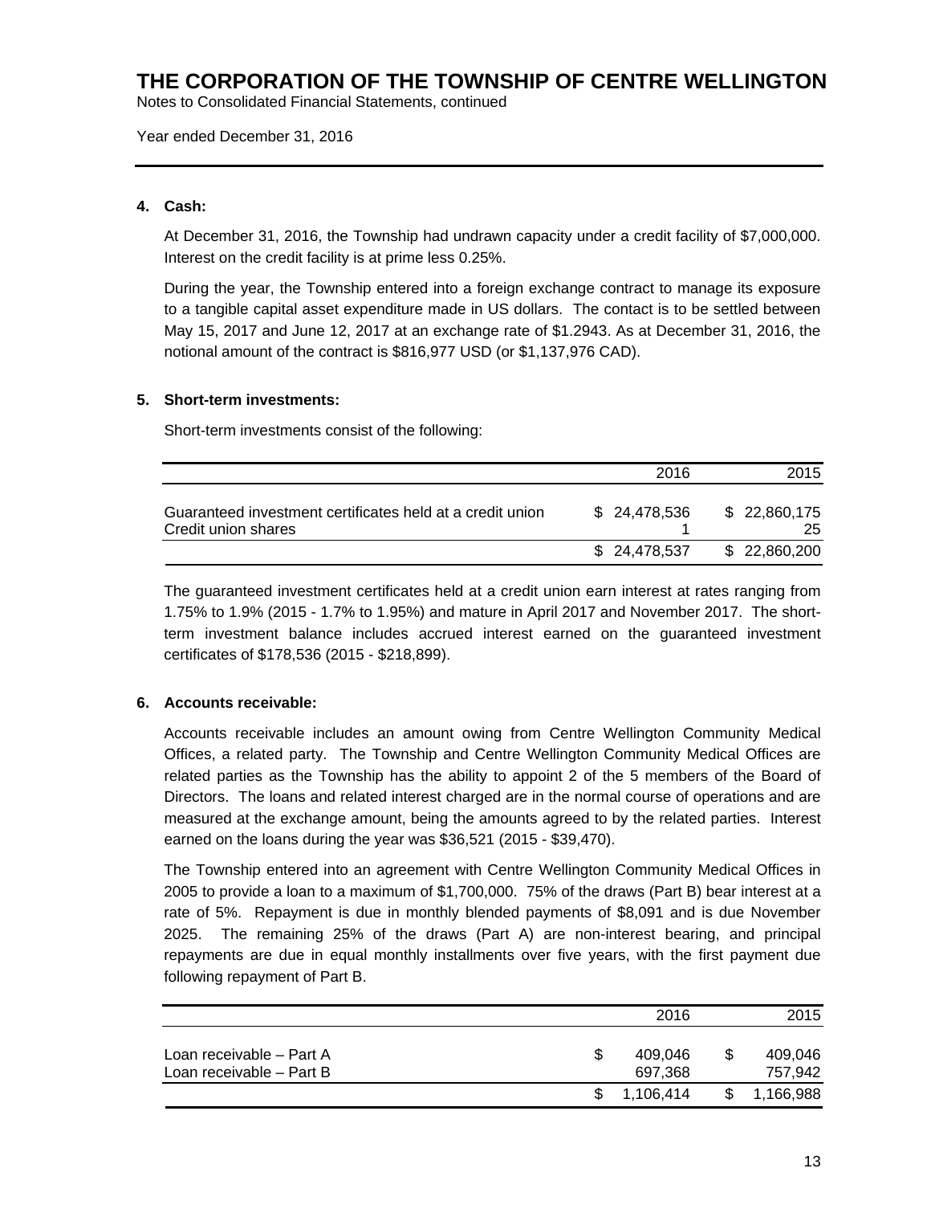# THE CORPORATION OF THE TOWNSHIP OF CENTRE WELLINGTON

Notes to Consolidated Financial Statements, continued

Year ended December 31, 2016

## 4. Cash:

At December 31, 2016, the Township had undrawn capacity under a credit facility of $7,000,000. Interest on the credit facility is at prime less 0.25%.

During the year, the Township entered into a foreign exchange contract to manage its exposure to a tangible capital asset expenditure made in US dollars. The contact is to be settled between May 15, 2017 and June 12, 2017 at an exchange rate of $1.2943. As at December 31, 2016, the notional amount of the contract is $816,977 USD (or $1,137,976 CAD).

## 5. Short-term investments:

Short-term investments consist of the following:

| | 2016 | 2015 |
|---|---|---|
| Guaranteed investment certificates held at a credit union | $ 24,478,536 | $ 22,860,175 |
| Credit union shares | 1 | 25 |
| | $ 24,478,537 | $ 22,860,200 |

The guaranteed investment certificates held at a credit union earn interest at rates ranging from 1.75% to 1.9% (2015 - 1.7% to 1.95%) and mature in April 2017 and November 2017. The short-term investment balance includes accrued interest earned on the guaranteed investment certificates of $178,536 (2015 - $218,899).

## 6. Accounts receivable:

Accounts receivable includes an amount owing from Centre Wellington Community Medical Offices, a related party. The Township and Centre Wellington Community Medical Offices are related parties as the Township has the ability to appoint 2 of the 5 members of the Board of Directors. The loans and related interest charged are in the normal course of operations and are measured at the exchange amount, being the amounts agreed to by the related parties. Interest earned on the loans during the year was $36,521 (2015 - $39,470).

The Township entered into an agreement with Centre Wellington Community Medical Offices in 2005 to provide a loan to a maximum of $1,700,000. 75% of the draws (Part B) bear interest at a rate of 5%. Repayment is due in monthly blended payments of $8,091 and is due November 2025. The remaining 25% of the draws (Part A) are non-interest bearing, and principal repayments are due in equal monthly installments over five years, with the first payment due following repayment of Part B.

| | 2016 | 2015 |
|---|---|---|
| Loan receivable – Part A | $ 409,046 | $ 409,046 |
| Loan receivable – Part B | 697,368 | 757,942 |
| | $ 1,106,414 | $ 1,166,988 |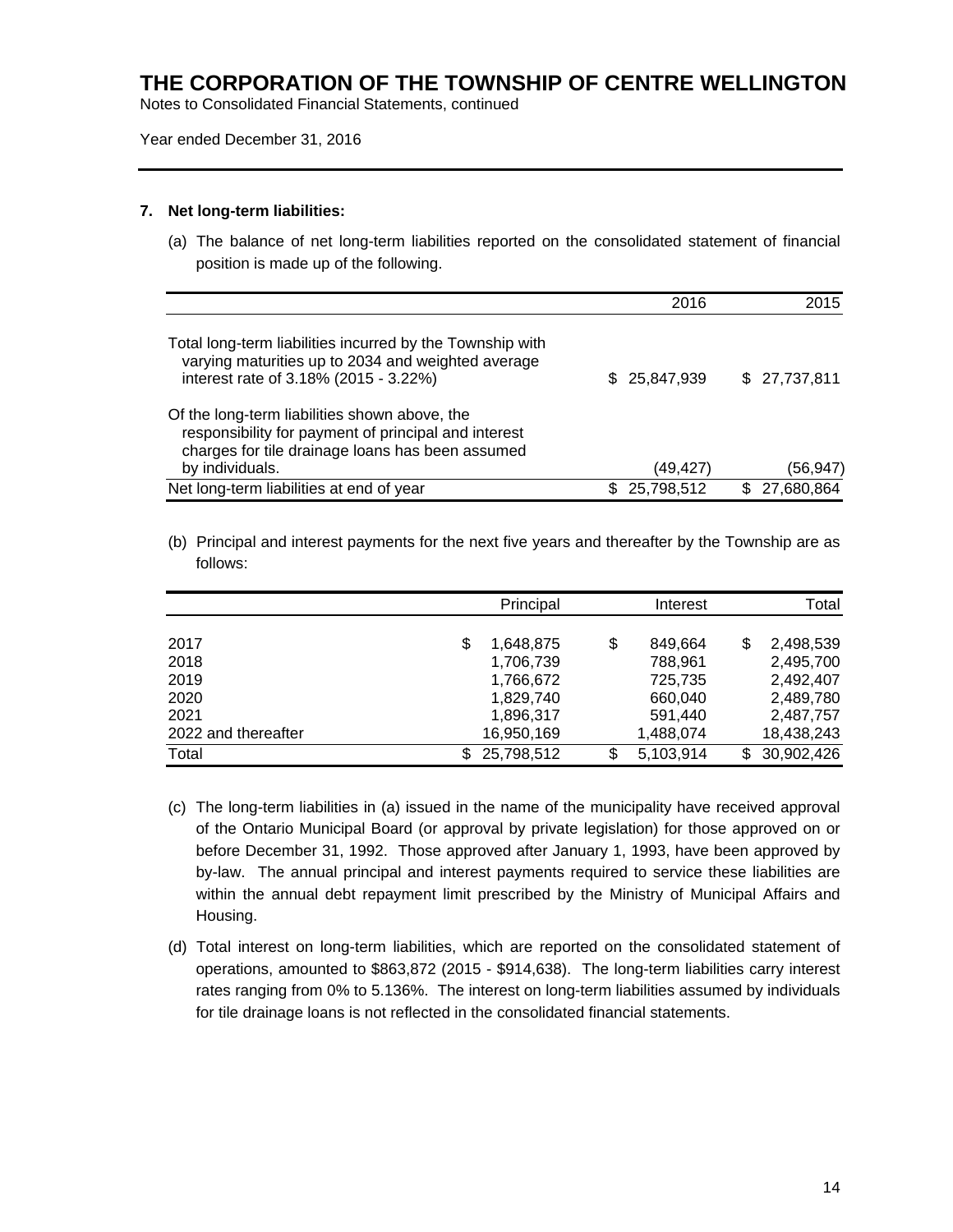# THE CORPORATION OF THE TOWNSHIP OF CENTRE WELLINGTON

Notes to Consolidated Financial Statements, continued

Year ended December 31, 2016

---

**7. Net long-term liabilities:**

(a) The balance of net long-term liabilities reported on the consolidated statement of financial position is made up of the following.

| | 2016 | 2015 |
|---|---:|---:|
| Total long-term liabilities incurred by the Township with varying maturities up to 2034 and weighted average interest rate of 3.18% (2015 - 3.22%) | $ 25,847,939 | $ 27,737,811 |
| Of the long-term liabilities shown above, the responsibility for payment of principal and interest charges for tile drainage loans has been assumed by individuals. | (49,427) | (56,947) |
| Net long-term liabilities at end of year | $ 25,798,512 | $ 27,680,864 |

(b) Principal and interest payments for the next five years and thereafter by the Township are as follows:

| | Principal | Interest | Total |
|---|---:|---:|---:|
| 2017 | $ 1,648,875 | $ 849,664 | $ 2,498,539 |
| 2018 | 1,706,739 | 788,961 | 2,495,700 |
| 2019 | 1,766,672 | 725,735 | 2,492,407 |
| 2020 | 1,829,740 | 660,040 | 2,489,780 |
| 2021 | 1,896,317 | 591,440 | 2,487,757 |
| 2022 and thereafter | 16,950,169 | 1,488,074 | 18,438,243 |
| Total | $ 25,798,512 | $ 5,103,914 | $ 30,902,426 |

(c) The long-term liabilities in (a) issued in the name of the municipality have received approval of the Ontario Municipal Board (or approval by private legislation) for those approved on or before December 31, 1992. Those approved after January 1, 1993, have been approved by by-law. The annual principal and interest payments required to service these liabilities are within the annual debt repayment limit prescribed by the Ministry of Municipal Affairs and Housing.

(d) Total interest on long-term liabilities, which are reported on the consolidated statement of operations, amounted to $863,872 (2015 - $914,638). The long-term liabilities carry interest rates ranging from 0% to 5.136%. The interest on long-term liabilities assumed by individuals for tile drainage loans is not reflected in the consolidated financial statements.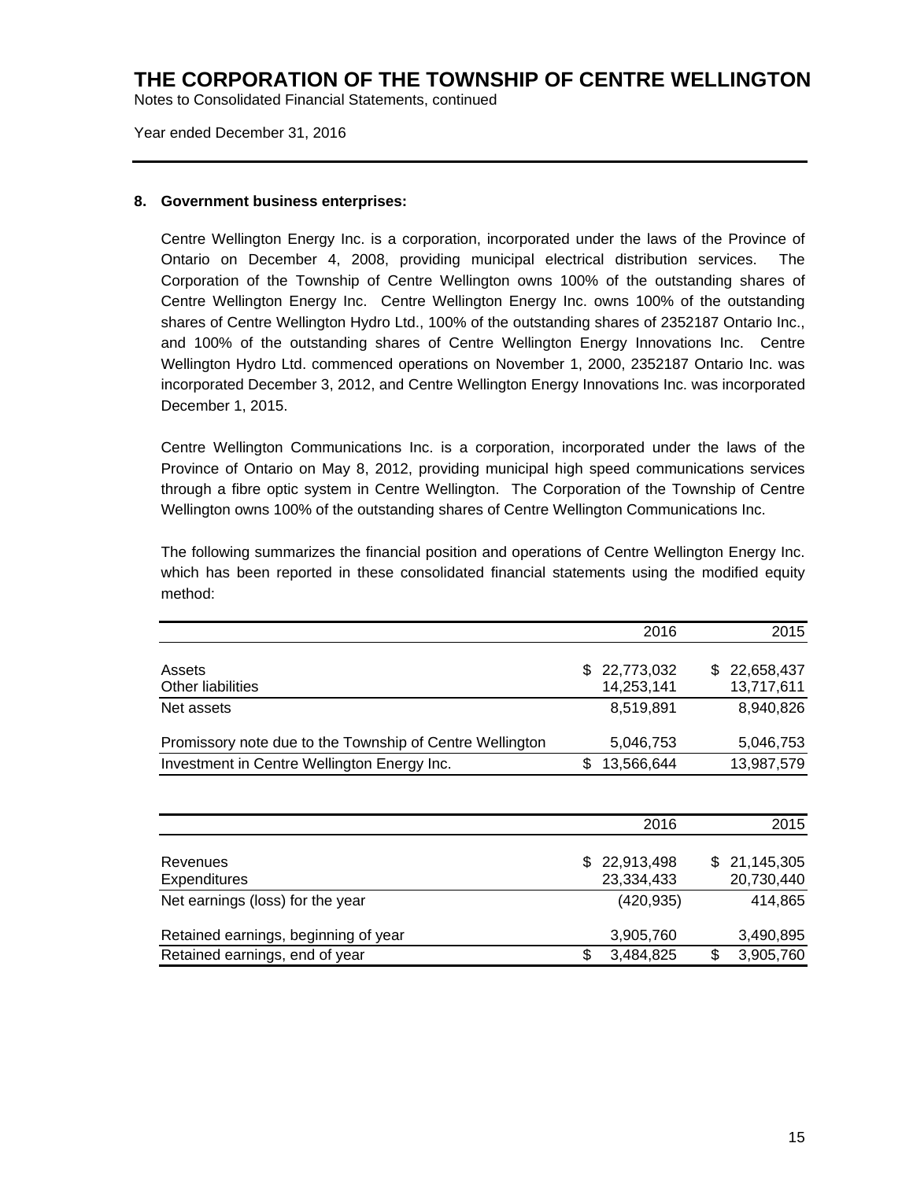# THE CORPORATION OF THE TOWNSHIP OF CENTRE WELLINGTON

Notes to Consolidated Financial Statements, continued

Year ended December 31, 2016

## 8. Government business enterprises:

Centre Wellington Energy Inc. is a corporation, incorporated under the laws of the Province of Ontario on December 4, 2008, providing municipal electrical distribution services. The Corporation of the Township of Centre Wellington owns 100% of the outstanding shares of Centre Wellington Energy Inc. Centre Wellington Energy Inc. owns 100% of the outstanding shares of Centre Wellington Hydro Ltd., 100% of the outstanding shares of 2352187 Ontario Inc., and 100% of the outstanding shares of Centre Wellington Energy Innovations Inc. Centre Wellington Hydro Ltd. commenced operations on November 1, 2000, 2352187 Ontario Inc. was incorporated December 3, 2012, and Centre Wellington Energy Innovations Inc. was incorporated December 1, 2015.

Centre Wellington Communications Inc. is a corporation, incorporated under the laws of the Province of Ontario on May 8, 2012, providing municipal high speed communications services through a fibre optic system in Centre Wellington. The Corporation of the Township of Centre Wellington owns 100% of the outstanding shares of Centre Wellington Communications Inc.

The following summarizes the financial position and operations of Centre Wellington Energy Inc. which has been reported in these consolidated financial statements using the modified equity method:

| | 2016 | 2015 |
|---|---|---|
| Assets | $ 22,773,032 | $ 22,658,437 |
| Other liabilities | 14,253,141 | 13,717,611 |
| Net assets | 8,519,891 | 8,940,826 |
| Promissory note due to the Township of Centre Wellington | 5,046,753 | 5,046,753 |
| Investment in Centre Wellington Energy Inc. | $ 13,566,644 | 13,987,579 |

| | 2016 | 2015 |
|---|---|---|
| Revenues | $ 22,913,498 | $ 21,145,305 |
| Expenditures | 23,334,433 | 20,730,440 |
| Net earnings (loss) for the year | (420,935) | 414,865 |
| Retained earnings, beginning of year | 3,905,760 | 3,490,895 |
| Retained earnings, end of year | $ 3,484,825 | $ 3,905,760 |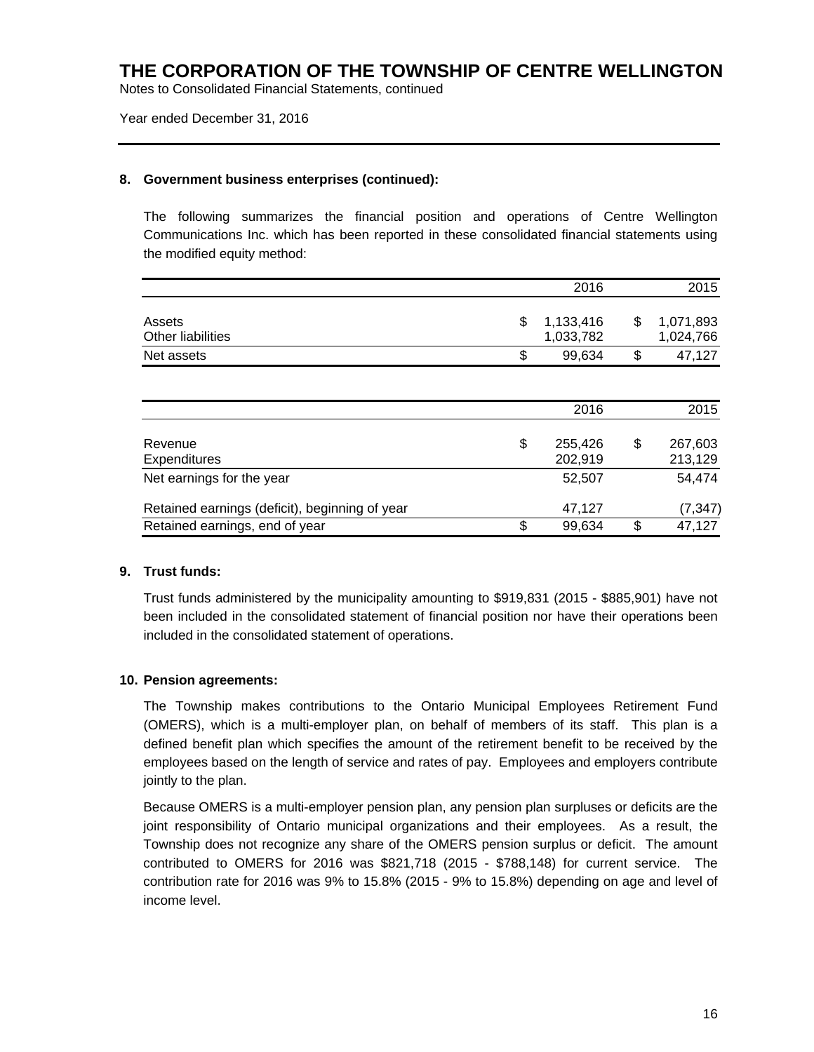# THE CORPORATION OF THE TOWNSHIP OF CENTRE WELLINGTON

Notes to Consolidated Financial Statements, continued

Year ended December 31, 2016

## 8. Government business enterprises (continued):

The following summarizes the financial position and operations of Centre Wellington Communications Inc. which has been reported in these consolidated financial statements using the modified equity method:

| | 2016 | 2015 |
|---|---|---|
| Assets | $ 1,133,416 | $ 1,071,893 |
| Other liabilities | 1,033,782 | 1,024,766 |
| Net assets | $ 99,634 | $ 47,127 |

| | 2016 | 2015 |
|---|---|---|
| Revenue | $ 255,426 | $ 267,603 |
| Expenditures | 202,919 | 213,129 |
| Net earnings for the year | 52,507 | 54,474 |
| Retained earnings (deficit), beginning of year | 47,127 | (7,347) |
| Retained earnings, end of year | $ 99,634 | $ 47,127 |

## 9. Trust funds:

Trust funds administered by the municipality amounting to $919,831 (2015 - $885,901) have not been included in the consolidated statement of financial position nor have their operations been included in the consolidated statement of operations.

## 10. Pension agreements:

The Township makes contributions to the Ontario Municipal Employees Retirement Fund (OMERS), which is a multi-employer plan, on behalf of members of its staff. This plan is a defined benefit plan which specifies the amount of the retirement benefit to be received by the employees based on the length of service and rates of pay. Employees and employers contribute jointly to the plan.

Because OMERS is a multi-employer pension plan, any pension plan surpluses or deficits are the joint responsibility of Ontario municipal organizations and their employees. As a result, the Township does not recognize any share of the OMERS pension surplus or deficit. The amount contributed to OMERS for 2016 was $821,718 (2015 - $788,148) for current service. The contribution rate for 2016 was 9% to 15.8% (2015 - 9% to 15.8%) depending on age and level of income level.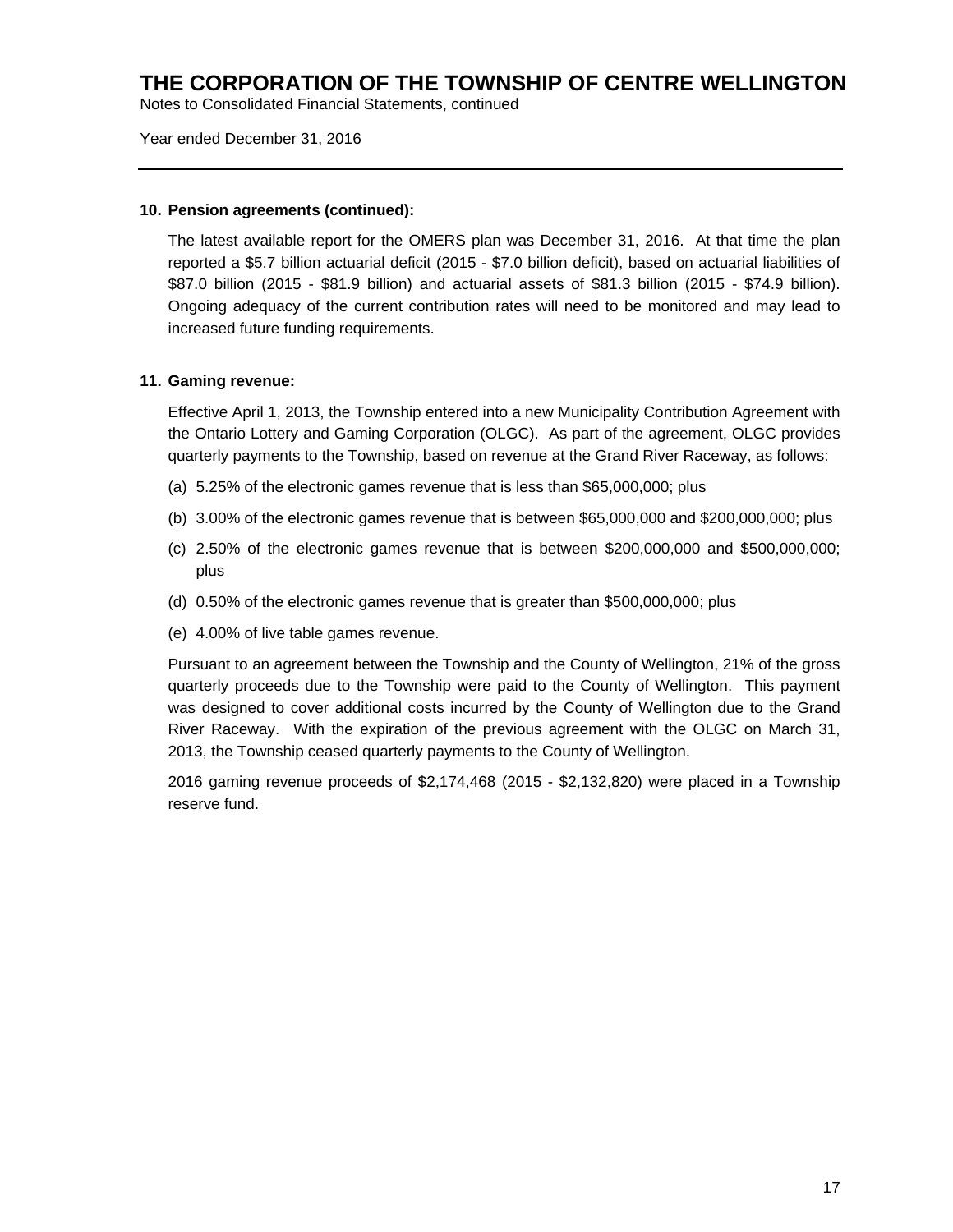## 10. Pension agreements (continued):

The latest available report for the OMERS plan was December 31, 2016. At that time the plan reported a $5.7 billion actuarial deficit (2015 - $7.0 billion deficit), based on actuarial liabilities of $87.0 billion (2015 - $81.9 billion) and actuarial assets of $81.3 billion (2015 - $74.9 billion). Ongoing adequacy of the current contribution rates will need to be monitored and may lead to increased future funding requirements.

## 11. Gaming revenue:

Effective April 1, 2013, the Township entered into a new Municipality Contribution Agreement with the Ontario Lottery and Gaming Corporation (OLGC). As part of the agreement, OLGC provides quarterly payments to the Township, based on revenue at the Grand River Raceway, as follows:

(a) 5.25% of the electronic games revenue that is less than $65,000,000; plus

(b) 3.00% of the electronic games revenue that is between $65,000,000 and $200,000,000; plus

(c) 2.50% of the electronic games revenue that is between $200,000,000 and $500,000,000; plus

(d) 0.50% of the electronic games revenue that is greater than $500,000,000; plus

(e) 4.00% of live table games revenue.

Pursuant to an agreement between the Township and the County of Wellington, 21% of the gross quarterly proceeds due to the Township were paid to the County of Wellington. This payment was designed to cover additional costs incurred by the County of Wellington due to the Grand River Raceway. With the expiration of the previous agreement with the OLGC on March 31, 2013, the Township ceased quarterly payments to the County of Wellington.

2016 gaming revenue proceeds of $2,174,468 (2015 - $2,132,820) were placed in a Township reserve fund.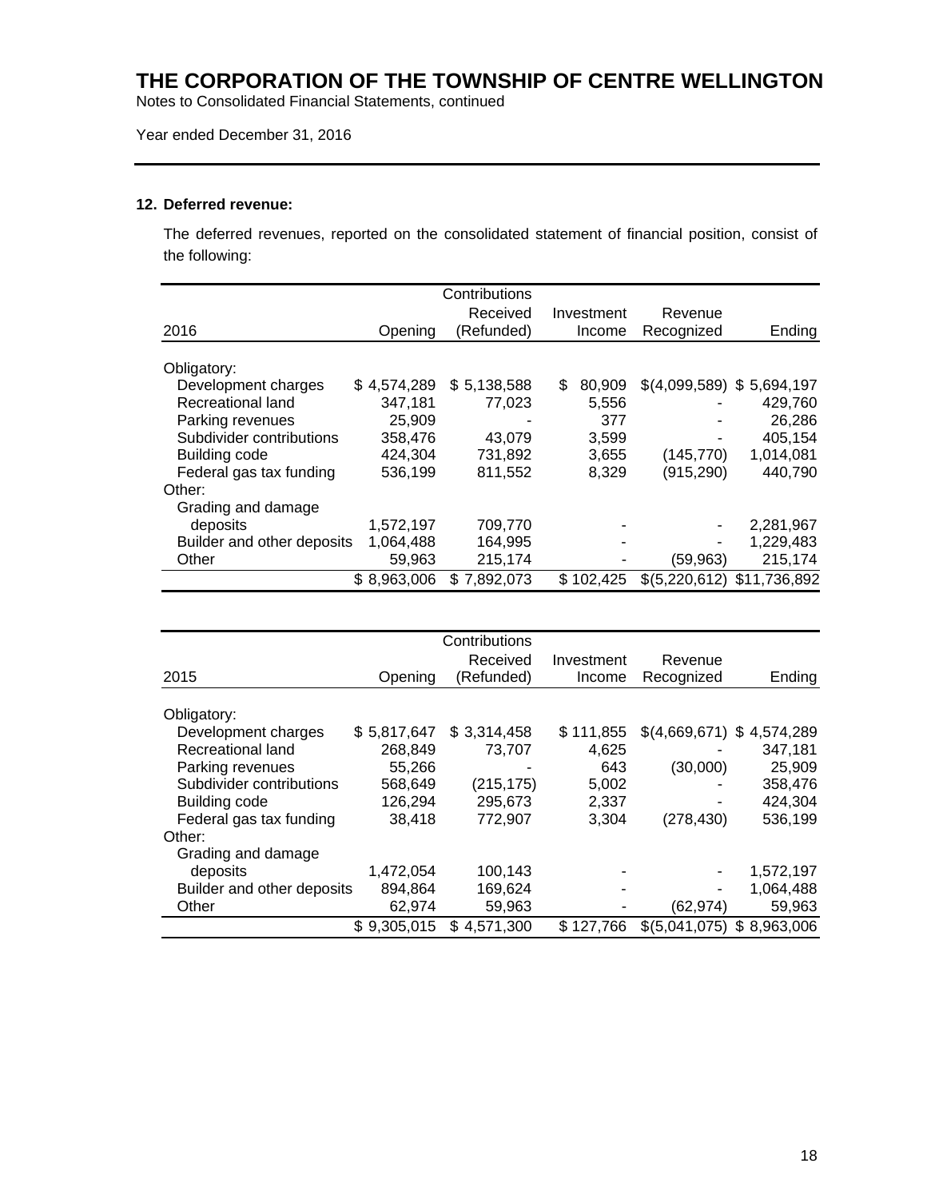# THE CORPORATION OF THE TOWNSHIP OF CENTRE WELLINGTON

Notes to Consolidated Financial Statements, continued

Year ended December 31, 2016

## 12. Deferred revenue:

The deferred revenues, reported on the consolidated statement of financial position, consist of the following:

| 2016 | Opening | Contributions Received (Refunded) | Investment Income | Revenue Recognized | Ending |
|---|---|---|---|---|---|
| Obligatory: | | | | | |
| Development charges | $ 4,574,289 | $ 5,138,588 | $ 80,909 | $(4,099,589) | $ 5,694,197 |
| Recreational land | 347,181 | 77,023 | 5,556 | - | 429,760 |
| Parking revenues | 25,909 | - | 377 | - | 26,286 |
| Subdivider contributions | 358,476 | 43,079 | 3,599 | - | 405,154 |
| Building code | 424,304 | 731,892 | 3,655 | (145,770) | 1,014,081 |
| Federal gas tax funding | 536,199 | 811,552 | 8,329 | (915,290) | 440,790 |
| Other: | | | | | |
| Grading and damage deposits | 1,572,197 | 709,770 | - | - | 2,281,967 |
| Builder and other deposits | 1,064,488 | 164,995 | - | - | 1,229,483 |
| Other | 59,963 | 215,174 | - | (59,963) | 215,174 |
| | $ 8,963,006 | $ 7,892,073 | $ 102,425 | $(5,220,612) | $11,736,892 |

| 2015 | Opening | Contributions Received (Refunded) | Investment Income | Revenue Recognized | Ending |
|---|---|---|---|---|---|
| Obligatory: | | | | | |
| Development charges | $ 5,817,647 | $ 3,314,458 | $ 111,855 | $(4,669,671) | $ 4,574,289 |
| Recreational land | 268,849 | 73,707 | 4,625 | - | 347,181 |
| Parking revenues | 55,266 | - | 643 | (30,000) | 25,909 |
| Subdivider contributions | 568,649 | (215,175) | 5,002 | - | 358,476 |
| Building code | 126,294 | 295,673 | 2,337 | - | 424,304 |
| Federal gas tax funding | 38,418 | 772,907 | 3,304 | (278,430) | 536,199 |
| Other: | | | | | |
| Grading and damage deposits | 1,472,054 | 100,143 | - | - | 1,572,197 |
| Builder and other deposits | 894,864 | 169,624 | - | - | 1,064,488 |
| Other | 62,974 | 59,963 | - | (62,974) | 59,963 |
| | $ 9,305,015 | $ 4,571,300 | $ 127,766 | $(5,041,075) | $ 8,963,006 |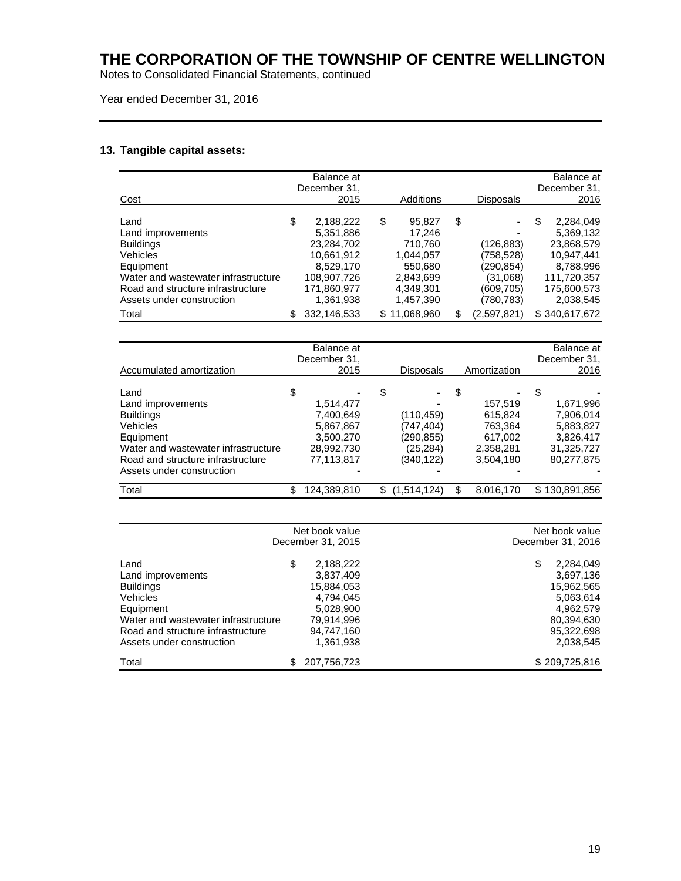# THE CORPORATION OF THE TOWNSHIP OF CENTRE WELLINGTON

Notes to Consolidated Financial Statements, continued

Year ended December 31, 2016

## 13. Tangible capital assets:

| Cost | Balance at December 31, 2015 | Additions | Disposals | Balance at December 31, 2016 |
|---|---|---|---|---|
| Land | $ 2,188,222 | $ 95,827 | $ - | $ 2,284,049 |
| Land improvements | 5,351,886 | 17,246 | - | 5,369,132 |
| Buildings | 23,284,702 | 710,760 | (126,883) | 23,868,579 |
| Vehicles | 10,661,912 | 1,044,057 | (758,528) | 10,947,441 |
| Equipment | 8,529,170 | 550,680 | (290,854) | 8,788,996 |
| Water and wastewater infrastructure | 108,907,726 | 2,843,699 | (31,068) | 111,720,357 |
| Road and structure infrastructure | 171,860,977 | 4,349,301 | (609,705) | 175,600,573 |
| Assets under construction | 1,361,938 | 1,457,390 | (780,783) | 2,038,545 |
| Total | $ 332,146,533 | $ 11,068,960 | $ (2,597,821) | $ 340,617,672 |

| Accumulated amortization | Balance at December 31, 2015 | Disposals | Amortization | Balance at December 31, 2016 |
|---|---|---|---|---|
| Land | $ - | $ - | $ - | $ - |
| Land improvements | 1,514,477 | - | 157,519 | 1,671,996 |
| Buildings | 7,400,649 | (110,459) | 615,824 | 7,906,014 |
| Vehicles | 5,867,867 | (747,404) | 763,364 | 5,883,827 |
| Equipment | 3,500,270 | (290,855) | 617,002 | 3,826,417 |
| Water and wastewater infrastructure | 28,992,730 | (25,284) | 2,358,281 | 31,325,727 |
| Road and structure infrastructure | 77,113,817 | (340,122) | 3,504,180 | 80,277,875 |
| Assets under construction | - | - | - | - |
| Total | $ 124,389,810 | $ (1,514,124) | $ 8,016,170 | $ 130,891,856 |

| | Net book value December 31, 2015 | Net book value December 31, 2016 |
|---|---|---|
| Land | $ 2,188,222 | $ 2,284,049 |
| Land improvements | 3,837,409 | 3,697,136 |
| Buildings | 15,884,053 | 15,962,565 |
| Vehicles | 4,794,045 | 5,063,614 |
| Equipment | 5,028,900 | 4,962,579 |
| Water and wastewater infrastructure | 79,914,996 | 80,394,630 |
| Road and structure infrastructure | 94,747,160 | 95,322,698 |
| Assets under construction | 1,361,938 | 2,038,545 |
| Total | $ 207,756,723 | $ 209,725,816 |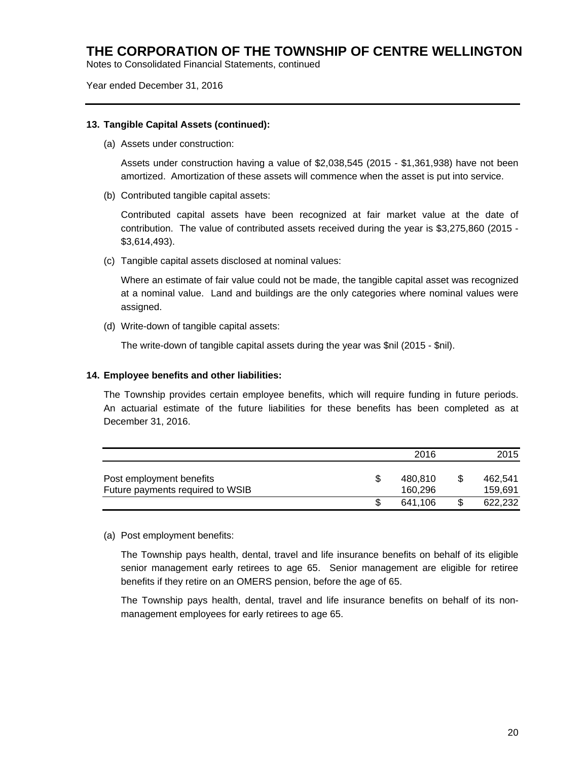# THE CORPORATION OF THE TOWNSHIP OF CENTRE WELLINGTON

Notes to Consolidated Financial Statements, continued

Year ended December 31, 2016

**13. Tangible Capital Assets (continued):**

(a) Assets under construction:

Assets under construction having a value of $2,038,545 (2015 - $1,361,938) have not been amortized. Amortization of these assets will commence when the asset is put into service.

(b) Contributed tangible capital assets:

Contributed capital assets have been recognized at fair market value at the date of contribution. The value of contributed assets received during the year is $3,275,860 (2015 - $3,614,493).

(c) Tangible capital assets disclosed at nominal values:

Where an estimate of fair value could not be made, the tangible capital asset was recognized at a nominal value. Land and buildings are the only categories where nominal values were assigned.

(d) Write-down of tangible capital assets:

The write-down of tangible capital assets during the year was $nil (2015 - $nil).

**14. Employee benefits and other liabilities:**

The Township provides certain employee benefits, which will require funding in future periods. An actuarial estimate of the future liabilities for these benefits has been completed as at December 31, 2016.

| | 2016 | 2015 |
|---|---|---|
| Post employment benefits | $ 480,810 | $ 462,541 |
| Future payments required to WSIB | 160,296 | 159,691 |
| | $ 641,106 | $ 622,232 |

(a) Post employment benefits:

The Township pays health, dental, travel and life insurance benefits on behalf of its eligible senior management early retirees to age 65. Senior management are eligible for retiree benefits if they retire on an OMERS pension, before the age of 65.

The Township pays health, dental, travel and life insurance benefits on behalf of its non-management employees for early retirees to age 65.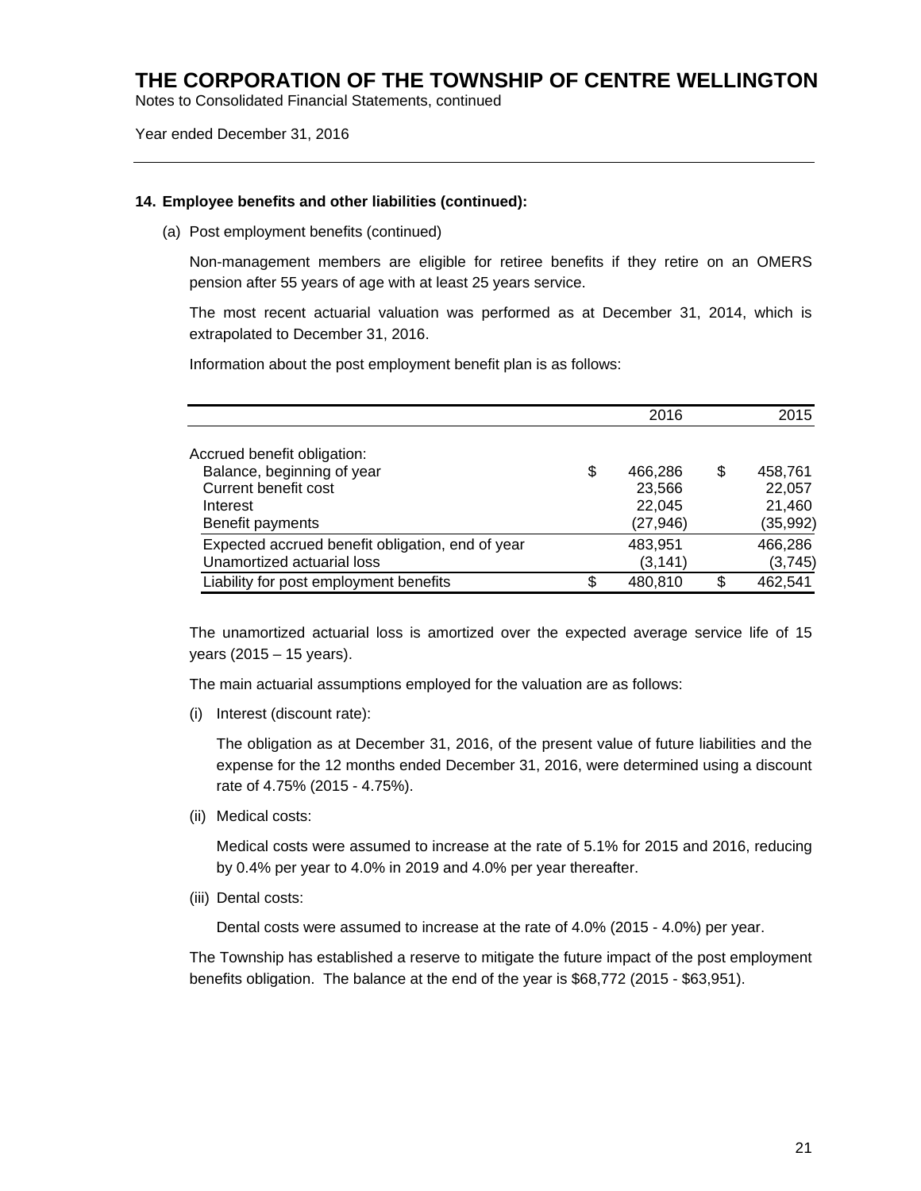# THE CORPORATION OF THE TOWNSHIP OF CENTRE WELLINGTON

Notes to Consolidated Financial Statements, continued

Year ended December 31, 2016

---

**14. Employee benefits and other liabilities (continued):**

(a) Post employment benefits (continued)

Non-management members are eligible for retiree benefits if they retire on an OMERS pension after 55 years of age with at least 25 years service.

The most recent actuarial valuation was performed as at December 31, 2014, which is extrapolated to December 31, 2016.

Information about the post employment benefit plan is as follows:

| | 2016 | 2015 |
|---|---|---|
| Accrued benefit obligation: | | |
| Balance, beginning of year | $ 466,286 | $ 458,761 |
| Current benefit cost | 23,566 | 22,057 |
| Interest | 22,045 | 21,460 |
| Benefit payments | (27,946) | (35,992) |
| Expected accrued benefit obligation, end of year | 483,951 | 466,286 |
| Unamortized actuarial loss | (3,141) | (3,745) |
| Liability for post employment benefits | $ 480,810 | $ 462,541 |

The unamortized actuarial loss is amortized over the expected average service life of 15 years (2015 – 15 years).

The main actuarial assumptions employed for the valuation are as follows:

(i) Interest (discount rate):

The obligation as at December 31, 2016, of the present value of future liabilities and the expense for the 12 months ended December 31, 2016, were determined using a discount rate of 4.75% (2015 - 4.75%).

(ii) Medical costs:

Medical costs were assumed to increase at the rate of 5.1% for 2015 and 2016, reducing by 0.4% per year to 4.0% in 2019 and 4.0% per year thereafter.

(iii) Dental costs:

Dental costs were assumed to increase at the rate of 4.0% (2015 - 4.0%) per year.

The Township has established a reserve to mitigate the future impact of the post employment benefits obligation. The balance at the end of the year is $68,772 (2015 - $63,951).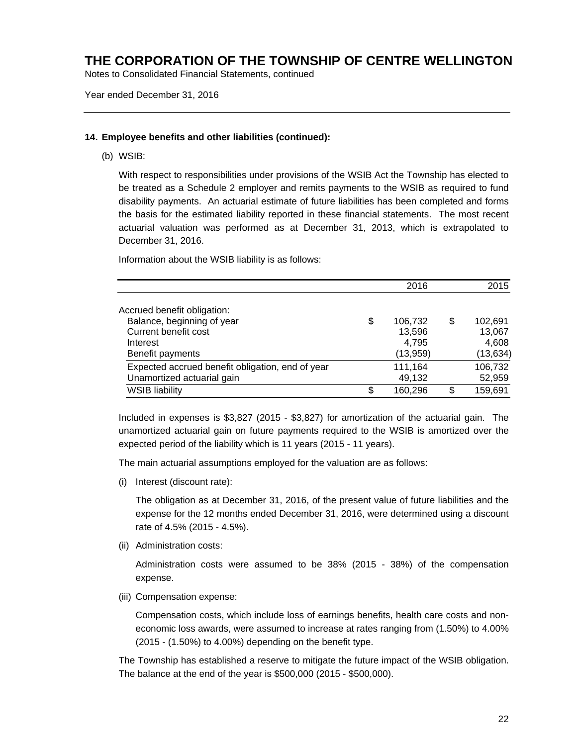# THE CORPORATION OF THE TOWNSHIP OF CENTRE WELLINGTON

Notes to Consolidated Financial Statements, continued

Year ended December 31, 2016

---

**14. Employee benefits and other liabilities (continued):**

(b) WSIB:

With respect to responsibilities under provisions of the WSIB Act the Township has elected to be treated as a Schedule 2 employer and remits payments to the WSIB as required to fund disability payments. An actuarial estimate of future liabilities has been completed and forms the basis for the estimated liability reported in these financial statements. The most recent actuarial valuation was performed as at December 31, 2013, which is extrapolated to December 31, 2016.

Information about the WSIB liability is as follows:

| | 2016 | 2015 |
|---|---|---|
| Accrued benefit obligation: | | |
| Balance, beginning of year | $ 106,732 | $ 102,691 |
| Current benefit cost | 13,596 | 13,067 |
| Interest | 4,795 | 4,608 |
| Benefit payments | (13,959) | (13,634) |
| Expected accrued benefit obligation, end of year | 111,164 | 106,732 |
| Unamortized actuarial gain | 49,132 | 52,959 |
| WSIB liability | $ 160,296 | $ 159,691 |

Included in expenses is $3,827 (2015 - $3,827) for amortization of the actuarial gain. The unamortized actuarial gain on future payments required to the WSIB is amortized over the expected period of the liability which is 11 years (2015 - 11 years).

The main actuarial assumptions employed for the valuation are as follows:

(i) Interest (discount rate):

The obligation as at December 31, 2016, of the present value of future liabilities and the expense for the 12 months ended December 31, 2016, were determined using a discount rate of 4.5% (2015 - 4.5%).

(ii) Administration costs:

Administration costs were assumed to be 38% (2015 - 38%) of the compensation expense.

(iii) Compensation expense:

Compensation costs, which include loss of earnings benefits, health care costs and non-economic loss awards, were assumed to increase at rates ranging from (1.50%) to 4.00% (2015 - (1.50%) to 4.00%) depending on the benefit type.

The Township has established a reserve to mitigate the future impact of the WSIB obligation. The balance at the end of the year is $500,000 (2015 - $500,000).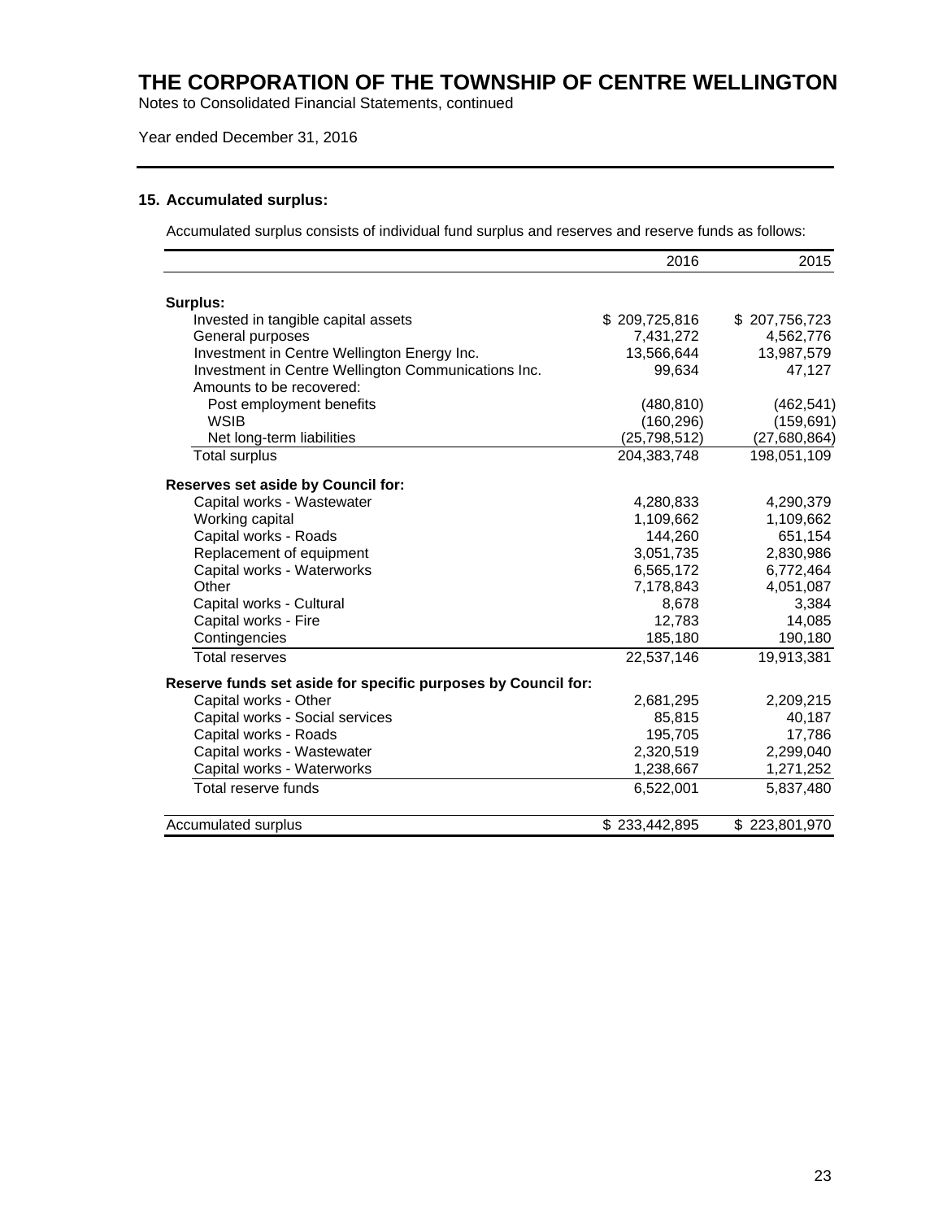# THE CORPORATION OF THE TOWNSHIP OF CENTRE WELLINGTON

Notes to Consolidated Financial Statements, continued

Year ended December 31, 2016

### 15. Accumulated surplus:

Accumulated surplus consists of individual fund surplus and reserves and reserve funds as follows:

| | 2016 | 2015 |
|---|---|---|
| **Surplus:** | | |
| Invested in tangible capital assets | $ 209,725,816 | $ 207,756,723 |
| General purposes | 7,431,272 | 4,562,776 |
| Investment in Centre Wellington Energy Inc. | 13,566,644 | 13,987,579 |
| Investment in Centre Wellington Communications Inc. | 99,634 | 47,127 |
| Amounts to be recovered: | | |
| Post employment benefits | (480,810) | (462,541) |
| WSIB | (160,296) | (159,691) |
| Net long-term liabilities | (25,798,512) | (27,680,864) |
| Total surplus | 204,383,748 | 198,051,109 |
| **Reserves set aside by Council for:** | | |
| Capital works - Wastewater | 4,280,833 | 4,290,379 |
| Working capital | 1,109,662 | 1,109,662 |
| Capital works - Roads | 144,260 | 651,154 |
| Replacement of equipment | 3,051,735 | 2,830,986 |
| Capital works - Waterworks | 6,565,172 | 6,772,464 |
| Other | 7,178,843 | 4,051,087 |
| Capital works - Cultural | 8,678 | 3,384 |
| Capital works - Fire | 12,783 | 14,085 |
| Contingencies | 185,180 | 190,180 |
| Total reserves | 22,537,146 | 19,913,381 |
| **Reserve funds set aside for specific purposes by Council for:** | | |
| Capital works - Other | 2,681,295 | 2,209,215 |
| Capital works - Social services | 85,815 | 40,187 |
| Capital works - Roads | 195,705 | 17,786 |
| Capital works - Wastewater | 2,320,519 | 2,299,040 |
| Capital works - Waterworks | 1,238,667 | 1,271,252 |
| Total reserve funds | 6,522,001 | 5,837,480 |
| Accumulated surplus | $ 233,442,895 | $ 223,801,970 |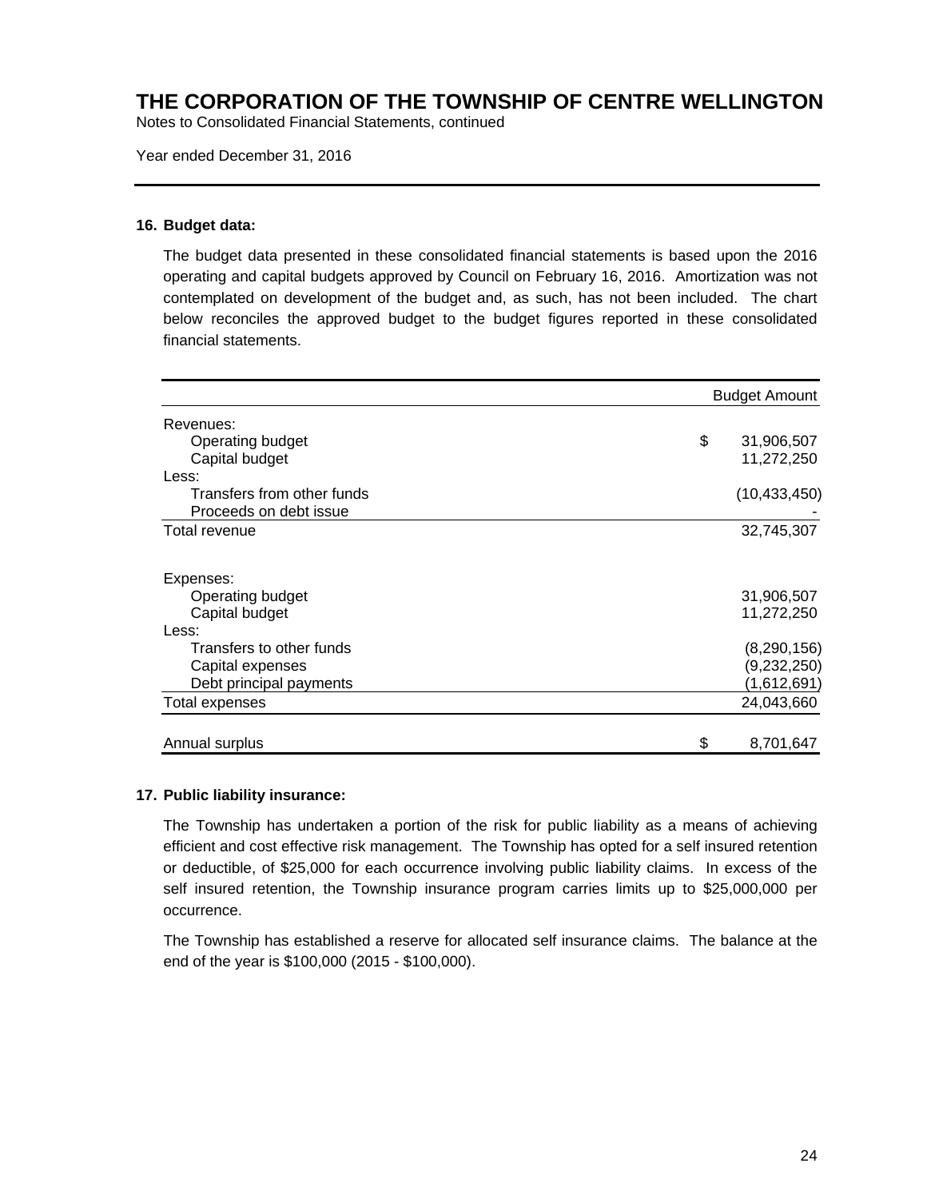# THE CORPORATION OF THE TOWNSHIP OF CENTRE WELLINGTON

Notes to Consolidated Financial Statements, continued

Year ended December 31, 2016

### 16. Budget data:

The budget data presented in these consolidated financial statements is based upon the 2016 operating and capital budgets approved by Council on February 16, 2016. Amortization was not contemplated on development of the budget and, as such, has not been included. The chart below reconciles the approved budget to the budget figures reported in these consolidated financial statements.

| | Budget Amount |
|---|---|
| Revenues: | |
| Operating budget | $ 31,906,507 |
| Capital budget | 11,272,250 |
| Less: | |
| Transfers from other funds | (10,433,450) |
| Proceeds on debt issue | - |
| Total revenue | 32,745,307 |
| | |
| Expenses: | |
| Operating budget | 31,906,507 |
| Capital budget | 11,272,250 |
| Less: | |
| Transfers to other funds | (8,290,156) |
| Capital expenses | (9,232,250) |
| Debt principal payments | (1,612,691) |
| Total expenses | 24,043,660 |
| | |
| Annual surplus | $ 8,701,647 |

### 17. Public liability insurance:

The Township has undertaken a portion of the risk for public liability as a means of achieving efficient and cost effective risk management. The Township has opted for a self insured retention or deductible, of $25,000 for each occurrence involving public liability claims. In excess of the self insured retention, the Township insurance program carries limits up to $25,000,000 per occurrence.

The Township has established a reserve for allocated self insurance claims. The balance at the end of the year is $100,000 (2015 - $100,000).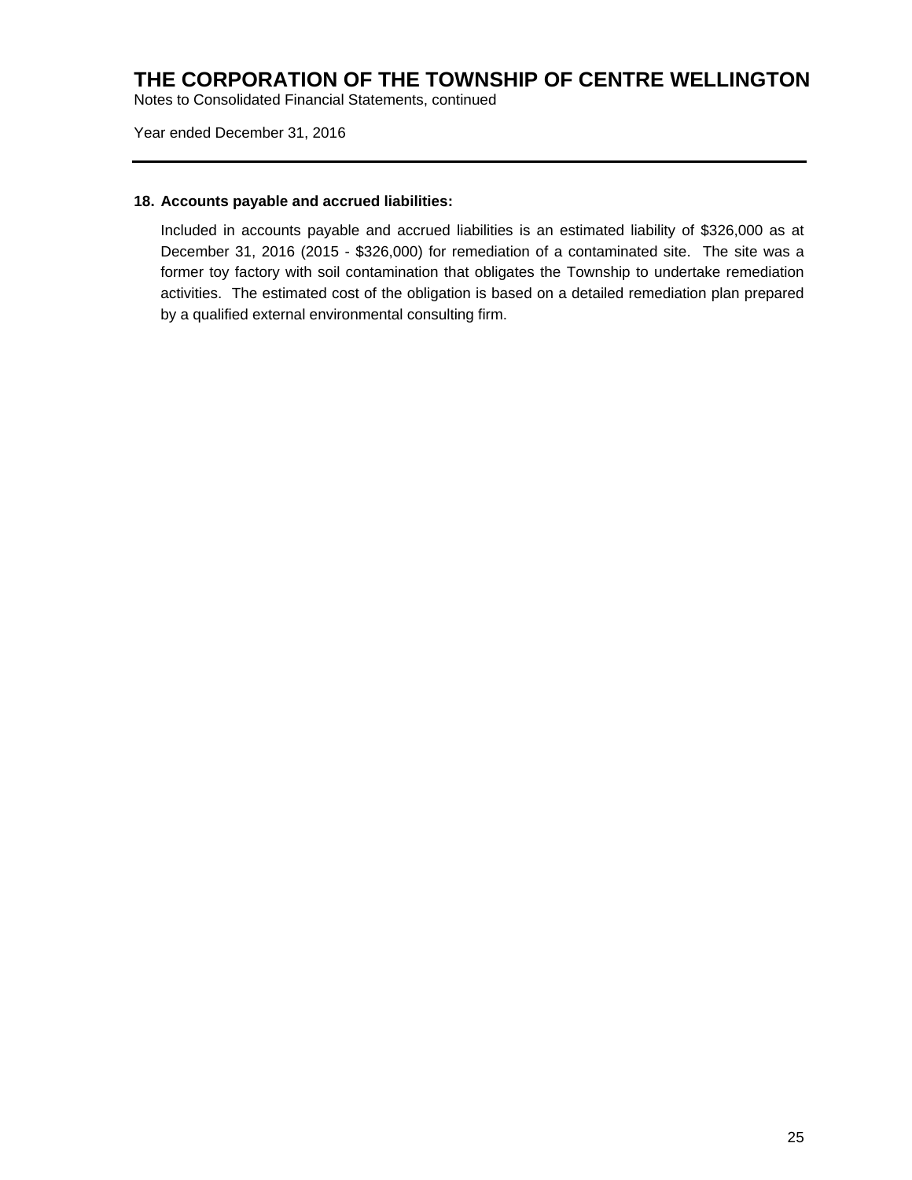## 18. Accounts payable and accrued liabilities:

Included in accounts payable and accrued liabilities is an estimated liability of $326,000 as at December 31, 2016 (2015 - $326,000) for remediation of a contaminated site. The site was a former toy factory with soil contamination that obligates the Township to undertake remediation activities. The estimated cost of the obligation is based on a detailed remediation plan prepared by a qualified external environmental consulting firm.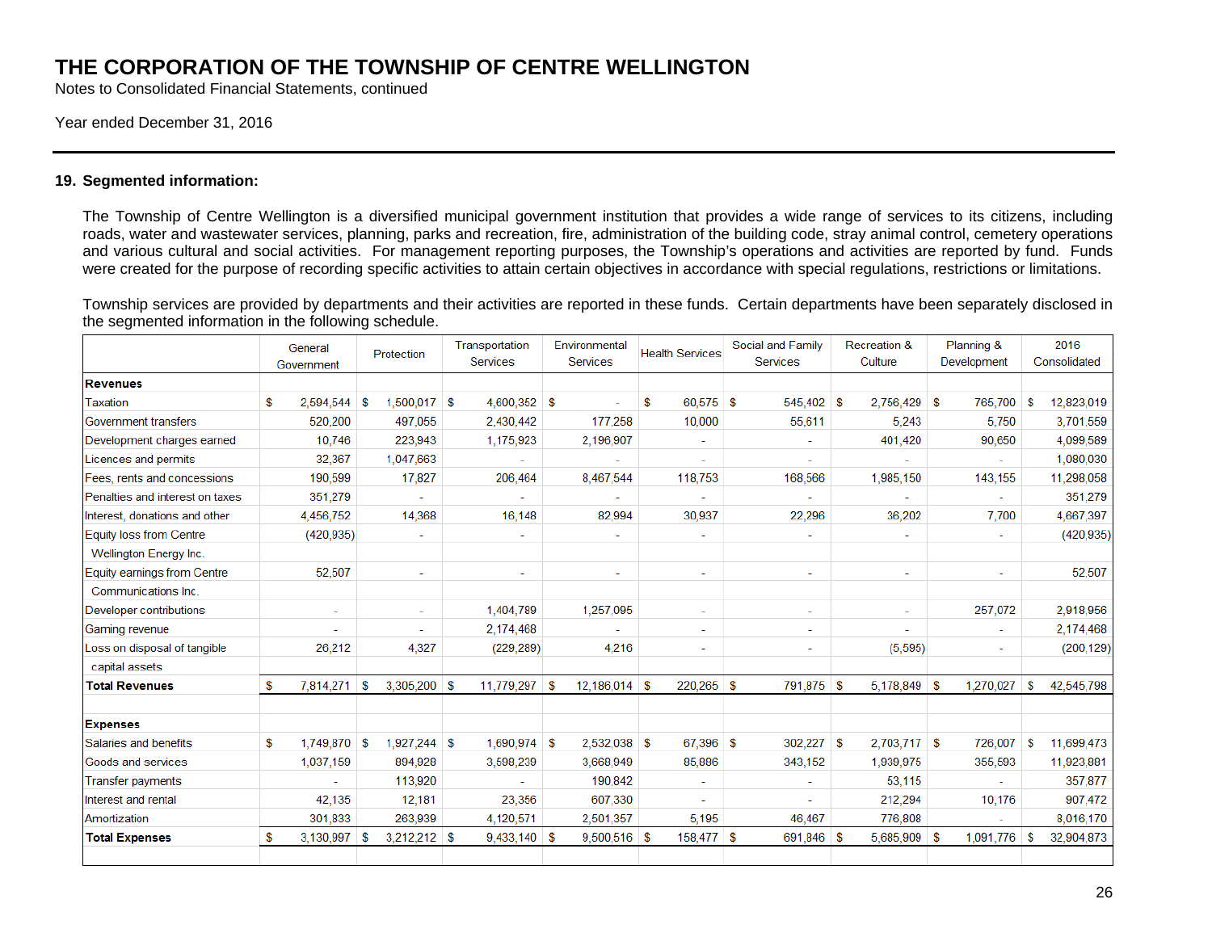# THE CORPORATION OF THE TOWNSHIP OF CENTRE WELLINGTON

Notes to Consolidated Financial Statements, continued

Year ended December 31, 2016

### 19. Segmented information:

The Township of Centre Wellington is a diversified municipal government institution that provides a wide range of services to its citizens, including roads, water and wastewater services, planning, parks and recreation, fire, administration of the building code, stray animal control, cemetery operations and various cultural and social activities. For management reporting purposes, the Township's operations and activities are reported by fund. Funds were created for the purpose of recording specific activities to attain certain objectives in accordance with special regulations, restrictions or limitations.

Township services are provided by departments and their activities are reported in these funds. Certain departments have been separately disclosed in the segmented information in the following schedule.

| | General Government | Protection | Transportation Services | Environmental Services | Health Services | Social and Family Services | Recreation & Culture | Planning & Development | 2016 Consolidated |
|---|---|---|---|---|---|---|---|---|---|
| **Revenues** | | | | | | | | | |
| Taxation | $ 2,594,544 | $ 1,500,017 | $ 4,600,352 | $ - | $ 60,575 | $ 545,402 | $ 2,756,429 | $ 765,700 | $ 12,823,019 |
| Government transfers | 520,200 | 497,055 | 2,430,442 | 177,258 | 10,000 | 55,611 | 5,243 | 5,750 | 3,701,559 |
| Development charges earned | 10,746 | 223,943 | 1,175,923 | 2,196,907 | - | - | 401,420 | 90,650 | 4,099,589 |
| Licences and permits | 32,367 | 1,047,663 | - | - | - | - | - | - | 1,080,030 |
| Fees, rents and concessions | 190,599 | 17,827 | 206,464 | 8,467,544 | 118,753 | 168,566 | 1,985,150 | 143,155 | 11,298,058 |
| Penalties and interest on taxes | 351,279 | - | - | - | - | - | - | - | 351,279 |
| Interest, donations and other | 4,456,752 | 14,368 | 16,148 | 82,994 | 30,937 | 22,296 | 36,202 | 7,700 | 4,667,397 |
| Equity loss from Centre Wellington Energy Inc. | (420,935) | - | - | - | - | - | - | - | (420,935) |
| Equity earnings from Centre Communications Inc. | 52,507 | - | - | - | - | - | - | - | 52,507 |
| Developer contributions | - | - | 1,404,789 | 1,257,095 | - | - | - | 257,072 | 2,918,956 |
| Gaming revenue | - | - | 2,174,468 | - | - | - | - | - | 2,174,468 |
| Loss on disposal of tangible capital assets | 26,212 | 4,327 | (229,289) | 4,216 | - | - | (5,595) | - | (200,129) |
| **Total Revenues** | $ 7,814,271 | $ 3,305,200 | $ 11,779,297 | $ 12,186,014 | $ 220,265 | $ 791,875 | $ 5,178,849 | $ 1,270,027 | $ 42,545,798 |
| **Expenses** | | | | | | | | | |
| Salaries and benefits | $ 1,749,870 | $ 1,927,244 | $ 1,690,974 | $ 2,532,038 | $ 67,396 | $ 302,227 | $ 2,703,717 | $ 726,007 | $ 11,699,473 |
| Goods and services | 1,037,159 | 894,928 | 3,598,239 | 3,668,949 | 85,886 | 343,152 | 1,939,975 | 355,593 | 11,923,881 |
| Transfer payments | - | 113,920 | - | 190,842 | - | - | 53,115 | - | 357,877 |
| Interest and rental | 42,135 | 12,181 | 23,356 | 607,330 | - | - | 212,294 | 10,176 | 907,472 |
| Amortization | 301,833 | 263,939 | 4,120,571 | 2,501,357 | 5,195 | 46,467 | 776,808 | - | 8,016,170 |
| **Total Expenses** | $ 3,130,997 | $ 3,212,212 | $ 9,433,140 | $ 9,500,516 | $ 158,477 | $ 691,846 | $ 5,685,909 | $ 1,091,776 | $ 32,904,873 |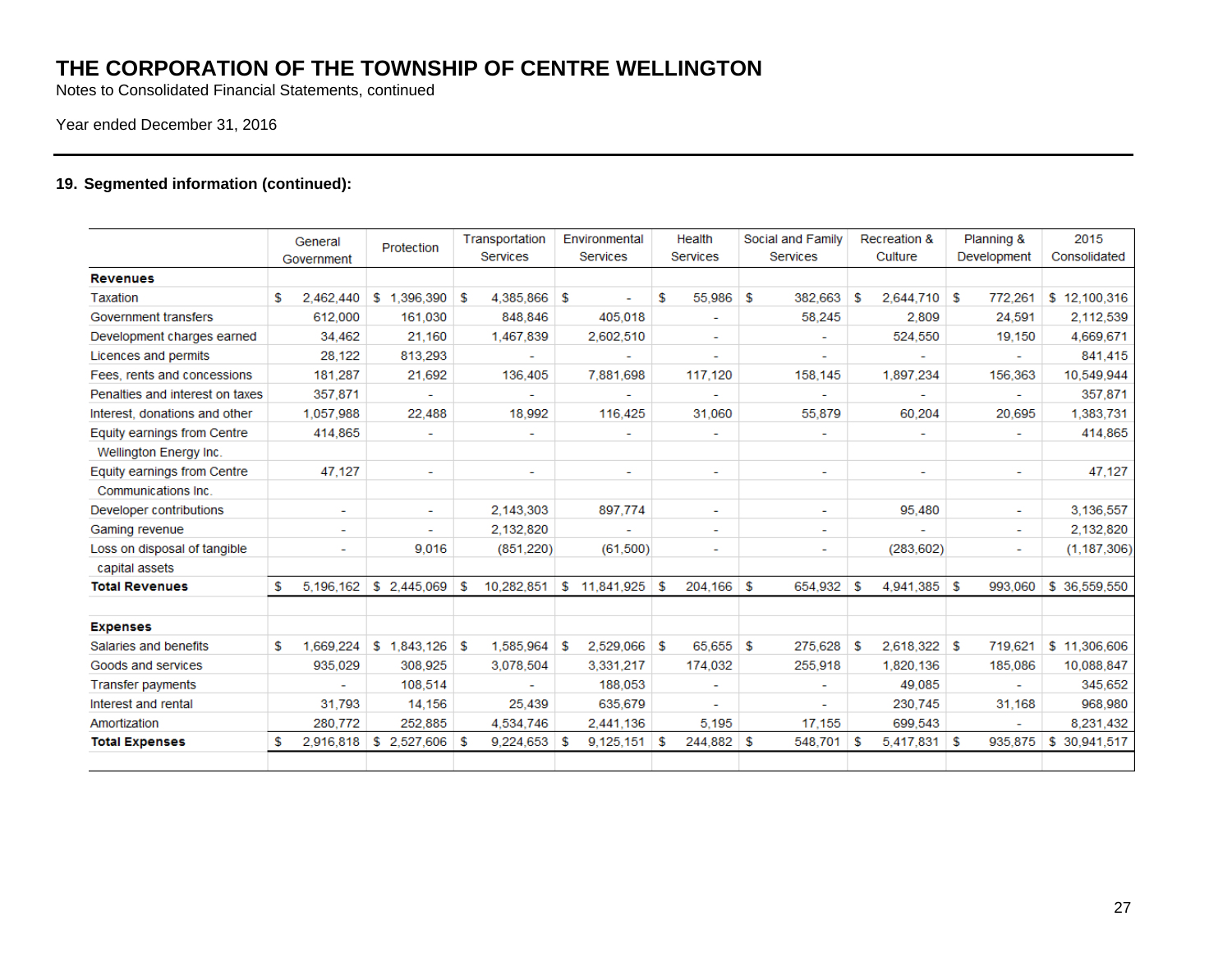# THE CORPORATION OF THE TOWNSHIP OF CENTRE WELLINGTON

Notes to Consolidated Financial Statements, continued

Year ended December 31, 2016

### 19. Segmented information (continued):

| | General Government | Protection | Transportation Services | Environmental Services | Health Services | Social and Family Services | Recreation & Culture | Planning & Development | 2015 Consolidated |
|---|---|---|---|---|---|---|---|---|---|
| **Revenues** | | | | | | | | | |
| Taxation | $ 2,462,440 | $ 1,396,390 | $ 4,385,866 | $ - | $ 55,986 | $ 382,663 | $ 2,644,710 | $ 772,261 | $ 12,100,316 |
| Government transfers | 612,000 | 161,030 | 848,846 | 405,018 | - | 58,245 | 2,809 | 24,591 | 2,112,539 |
| Development charges earned | 34,462 | 21,160 | 1,467,839 | 2,602,510 | - | - | 524,550 | 19,150 | 4,669,671 |
| Licences and permits | 28,122 | 813,293 | - | - | - | - | - | - | 841,415 |
| Fees, rents and concessions | 181,287 | 21,692 | 136,405 | 7,881,698 | 117,120 | 158,145 | 1,897,234 | 156,363 | 10,549,944 |
| Penalties and interest on taxes | 357,871 | - | - | - | - | - | - | - | 357,871 |
| Interest, donations and other | 1,057,988 | 22,488 | 18,992 | 116,425 | 31,060 | 55,879 | 60,204 | 20,695 | 1,383,731 |
| Equity earnings from Centre Wellington Energy Inc. | 414,865 | - | - | - | - | - | - | - | 414,865 |
| Equity earnings from Centre Communications Inc. | 47,127 | - | - | - | - | - | - | - | 47,127 |
| Developer contributions | - | - | 2,143,303 | 897,774 | - | - | 95,480 | - | 3,136,557 |
| Gaming revenue | - | - | 2,132,820 | - | - | - | - | - | 2,132,820 |
| Loss on disposal of tangible capital assets | - | 9,016 | (851,220) | (61,500) | - | - | (283,602) | - | (1,187,306) |
| **Total Revenues** | $ 5,196,162 | $ 2,445,069 | $ 10,282,851 | $ 11,841,925 | $ 204,166 | $ 654,932 | $ 4,941,385 | $ 993,060 | $ 36,559,550 |
| **Expenses** | | | | | | | | | |
| Salaries and benefits | $ 1,669,224 | $ 1,843,126 | $ 1,585,964 | $ 2,529,066 | $ 65,655 | $ 275,628 | $ 2,618,322 | $ 719,621 | $ 11,306,606 |
| Goods and services | 935,029 | 308,925 | 3,078,504 | 3,331,217 | 174,032 | 255,918 | 1,820,136 | 185,086 | 10,088,847 |
| Transfer payments | - | 108,514 | - | 188,053 | - | - | 49,085 | - | 345,652 |
| Interest and rental | 31,793 | 14,156 | 25,439 | 635,679 | - | - | 230,745 | 31,168 | 968,980 |
| Amortization | 280,772 | 252,885 | 4,534,746 | 2,441,136 | 5,195 | 17,155 | 699,543 | - | 8,231,432 |
| **Total Expenses** | $ 2,916,818 | $ 2,527,606 | $ 9,224,653 | $ 9,125,151 | $ 244,882 | $ 548,701 | $ 5,417,831 | $ 935,875 | $ 30,941,517 |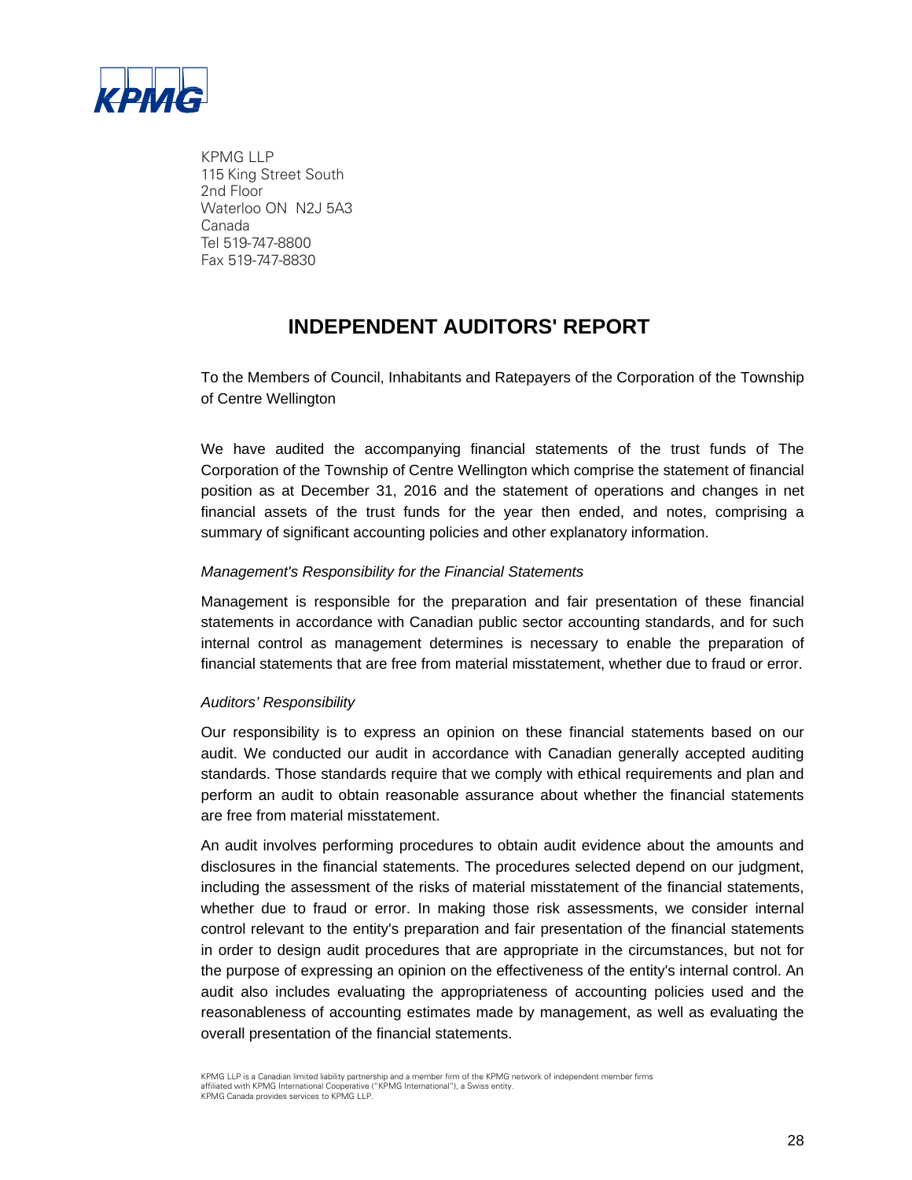KPMG LLP
115 King Street South
2nd Floor
Waterloo ON N2J 5A3
Canada
Tel 519-747-8800
Fax 519-747-8830

# INDEPENDENT AUDITORS' REPORT

To the Members of Council, Inhabitants and Ratepayers of the Corporation of the Township of Centre Wellington

We have audited the accompanying financial statements of the trust funds of The Corporation of the Township of Centre Wellington which comprise the statement of financial position as at December 31, 2016 and the statement of operations and changes in net financial assets of the trust funds for the year then ended, and notes, comprising a summary of significant accounting policies and other explanatory information.

*Management's Responsibility for the Financial Statements*

Management is responsible for the preparation and fair presentation of these financial statements in accordance with Canadian public sector accounting standards, and for such internal control as management determines is necessary to enable the preparation of financial statements that are free from material misstatement, whether due to fraud or error.

*Auditors' Responsibility*

Our responsibility is to express an opinion on these financial statements based on our audit. We conducted our audit in accordance with Canadian generally accepted auditing standards. Those standards require that we comply with ethical requirements and plan and perform an audit to obtain reasonable assurance about whether the financial statements are free from material misstatement.

An audit involves performing procedures to obtain audit evidence about the amounts and disclosures in the financial statements. The procedures selected depend on our judgment, including the assessment of the risks of material misstatement of the financial statements, whether due to fraud or error. In making those risk assessments, we consider internal control relevant to the entity's preparation and fair presentation of the financial statements in order to design audit procedures that are appropriate in the circumstances, but not for the purpose of expressing an opinion on the effectiveness of the entity's internal control. An audit also includes evaluating the appropriateness of accounting policies used and the reasonableness of accounting estimates made by management, as well as evaluating the overall presentation of the financial statements.

KPMG LLP is a Canadian limited liability partnership and a member firm of the KPMG network of independent member firms affiliated with KPMG International Cooperative ("KPMG International"), a Swiss entity.
KPMG Canada provides services to KPMG LLP.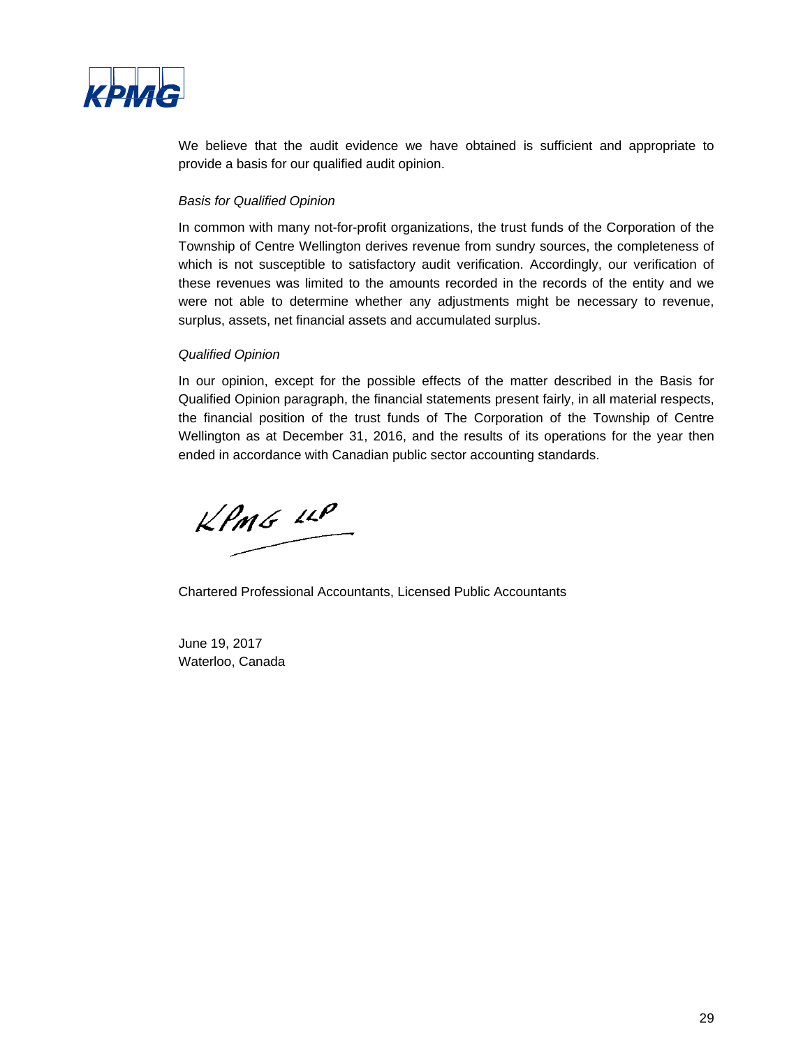We believe that the audit evidence we have obtained is sufficient and appropriate to provide a basis for our qualified audit opinion.

*Basis for Qualified Opinion*

In common with many not-for-profit organizations, the trust funds of the Corporation of the Township of Centre Wellington derives revenue from sundry sources, the completeness of which is not susceptible to satisfactory audit verification. Accordingly, our verification of these revenues was limited to the amounts recorded in the records of the entity and we were not able to determine whether any adjustments might be necessary to revenue, surplus, assets, net financial assets and accumulated surplus.

*Qualified Opinion*

In our opinion, except for the possible effects of the matter described in the Basis for Qualified Opinion paragraph, the financial statements present fairly, in all material respects, the financial position of the trust funds of The Corporation of the Township of Centre Wellington as at December 31, 2016, and the results of its operations for the year then ended in accordance with Canadian public sector accounting standards.

KPMG LLP

Chartered Professional Accountants, Licensed Public Accountants

June 19, 2017
Waterloo, Canada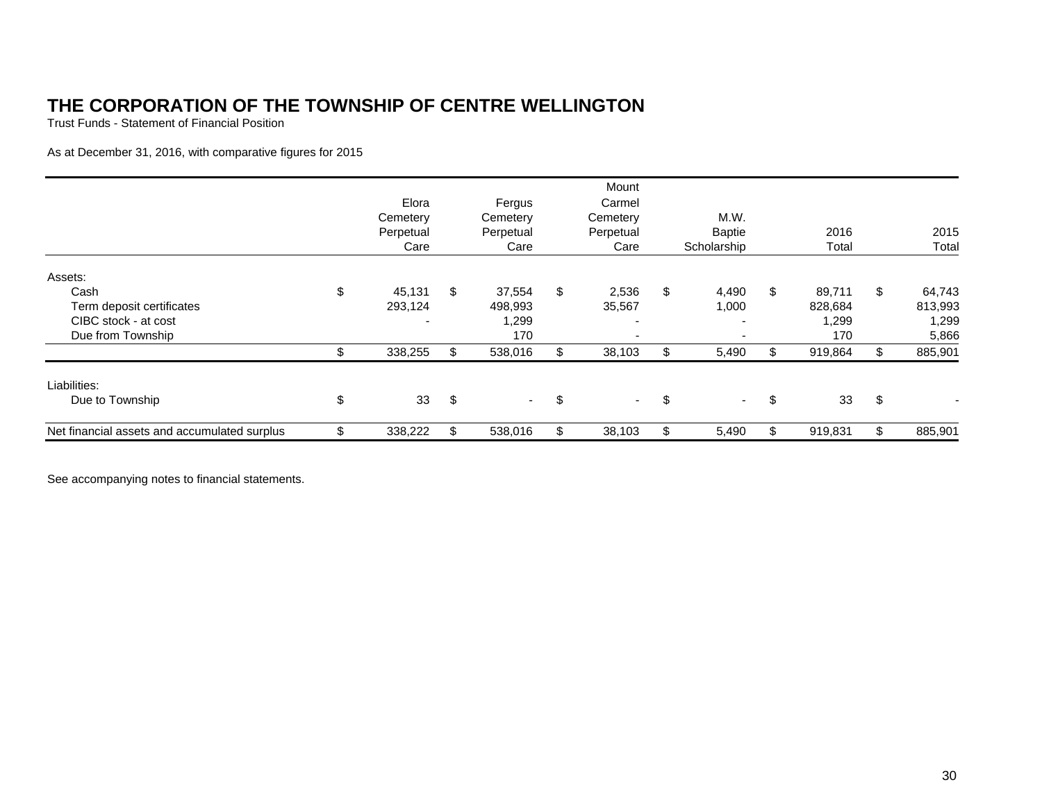# THE CORPORATION OF THE TOWNSHIP OF CENTRE WELLINGTON

Trust Funds - Statement of Financial Position

As at December 31, 2016, with comparative figures for 2015

| | Elora Cemetery Perpetual Care | Fergus Cemetery Perpetual Care | Mount Carmel Cemetery Perpetual Care | M.W. Baptie Scholarship | 2016 Total | 2015 Total |
|---|---|---|---|---|---|---|
| Assets: | | | | | | |
| Cash | $ 45,131 | $ 37,554 | $ 2,536 | $ 4,490 | $ 89,711 | $ 64,743 |
| Term deposit certificates | 293,124 | 498,993 | 35,567 | 1,000 | 828,684 | 813,993 |
| CIBC stock - at cost | - | 1,299 | - | - | 1,299 | 1,299 |
| Due from Township | | 170 | - | - | 170 | 5,866 |
| | $ 338,255 | $ 538,016 | $ 38,103 | $ 5,490 | $ 919,864 | $ 885,901 |
| Liabilities: | | | | | | |
| Due to Township | $ 33 | $ - | $ - | $ - | $ 33 | $ - |
| Net financial assets and accumulated surplus | $ 338,222 | $ 538,016 | $ 38,103 | $ 5,490 | $ 919,831 | $ 885,901 |

See accompanying notes to financial statements.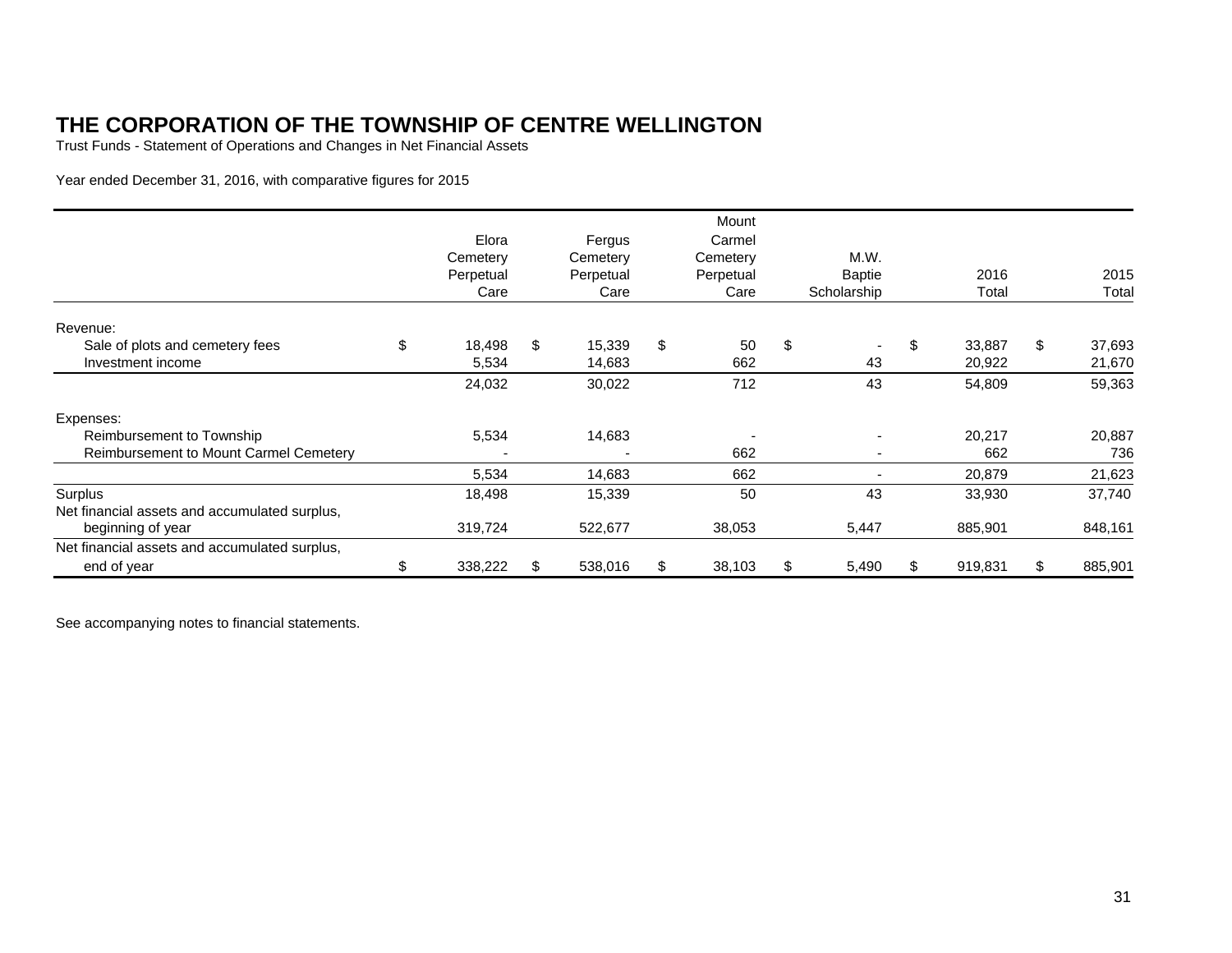# THE CORPORATION OF THE TOWNSHIP OF CENTRE WELLINGTON

Trust Funds - Statement of Operations and Changes in Net Financial Assets

Year ended December 31, 2016, with comparative figures for 2015

| | Elora Cemetery Perpetual Care | Fergus Cemetery Perpetual Care | Mount Carmel Cemetery Perpetual Care | M.W. Baptie Scholarship | 2016 Total | 2015 Total |
|---|---|---|---|---|---|---|
| Revenue: | | | | | | |
| Sale of plots and cemetery fees | $ 18,498 | $ 15,339 | $ 50 | $ - | $ 33,887 | $ 37,693 |
| Investment income | 5,534 | 14,683 | 662 | 43 | 20,922 | 21,670 |
| | 24,032 | 30,022 | 712 | 43 | 54,809 | 59,363 |
| Expenses: | | | | | | |
| Reimbursement to Township | 5,534 | 14,683 | - | - | 20,217 | 20,887 |
| Reimbursement to Mount Carmel Cemetery | - | - | 662 | - | 662 | 736 |
| | 5,534 | 14,683 | 662 | - | 20,879 | 21,623 |
| Surplus | 18,498 | 15,339 | 50 | 43 | 33,930 | 37,740 |
| Net financial assets and accumulated surplus, beginning of year | 319,724 | 522,677 | 38,053 | 5,447 | 885,901 | 848,161 |
| Net financial assets and accumulated surplus, end of year | $ 338,222 | $ 538,016 | $ 38,103 | $ 5,490 | $ 919,831 | $ 885,901 |

See accompanying notes to financial statements.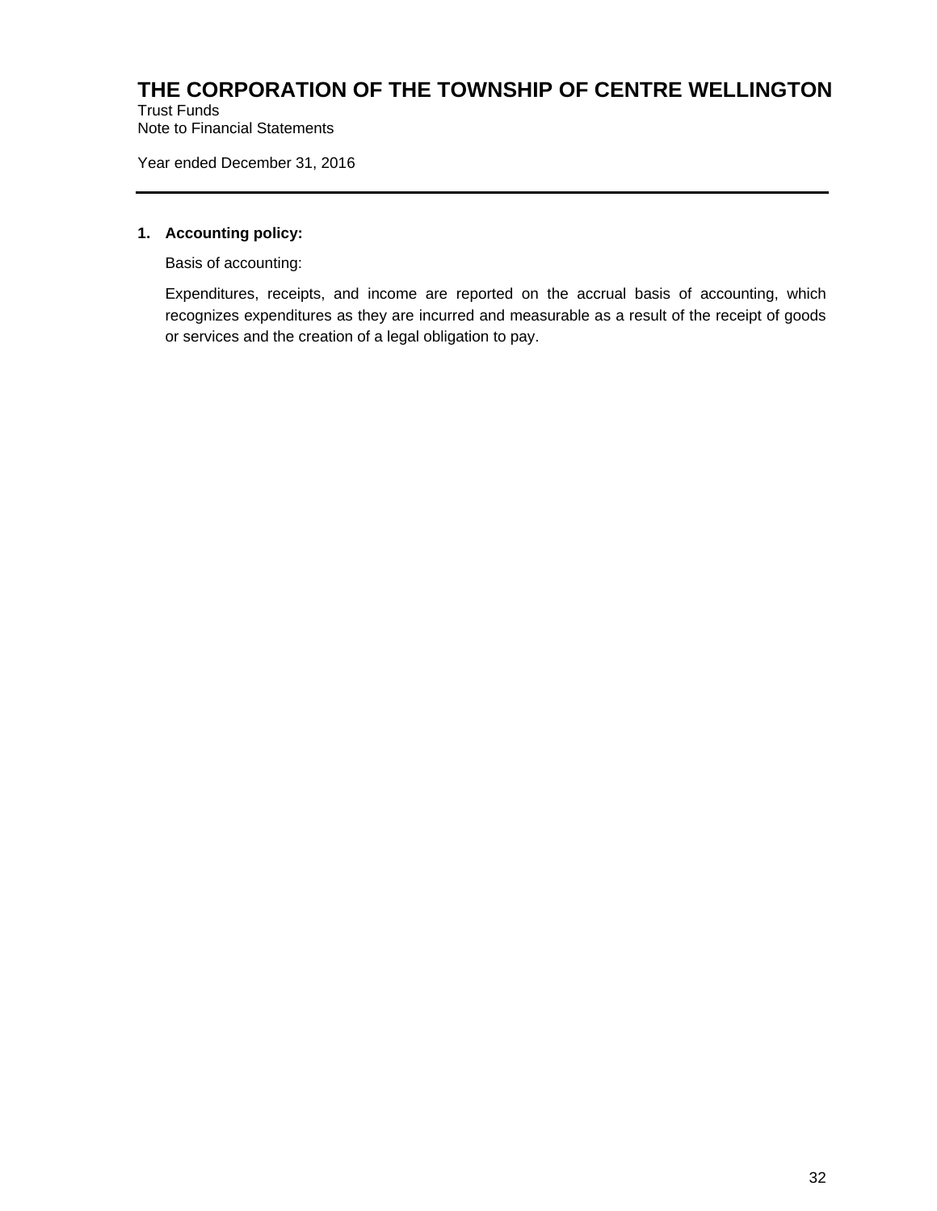# THE CORPORATION OF THE TOWNSHIP OF CENTRE WELLINGTON

Trust Funds
Note to Financial Statements

Year ended December 31, 2016

---

**1. Accounting policy:**

Basis of accounting:

Expenditures, receipts, and income are reported on the accrual basis of accounting, which recognizes expenditures as they are incurred and measurable as a result of the receipt of goods or services and the creation of a legal obligation to pay.